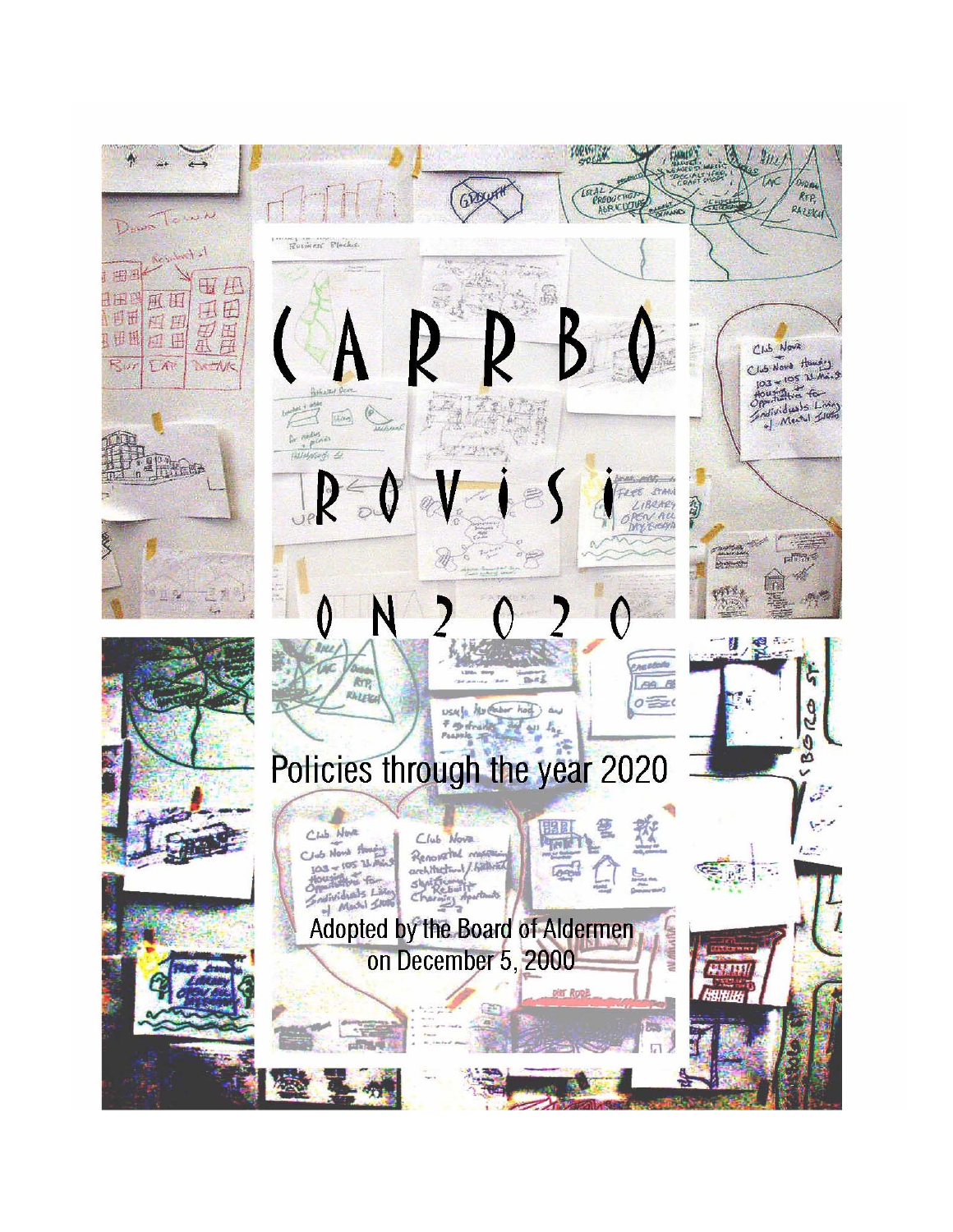# CARRBORO VISION2020

Policies through the year 2020

Adopted by the Board of Aldermen on December 5, 2000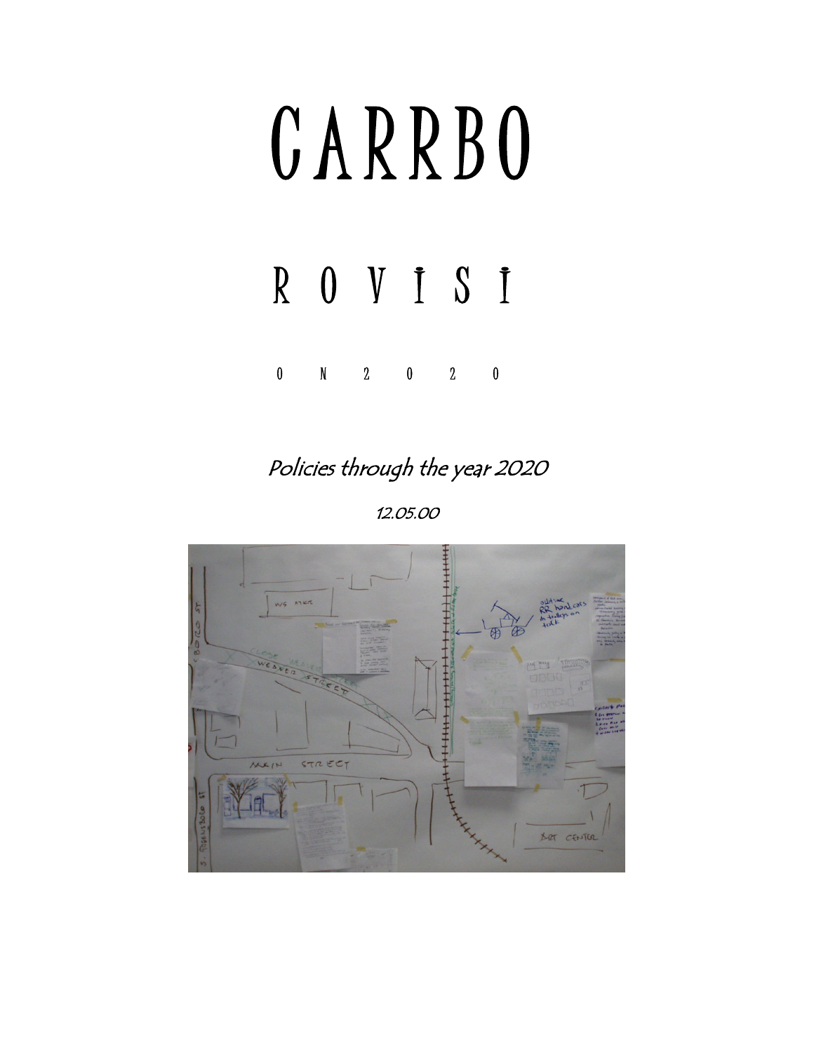# CARRBO

## ROVISI

ON 2020

*Policies through the year 2020*

*12.05.00*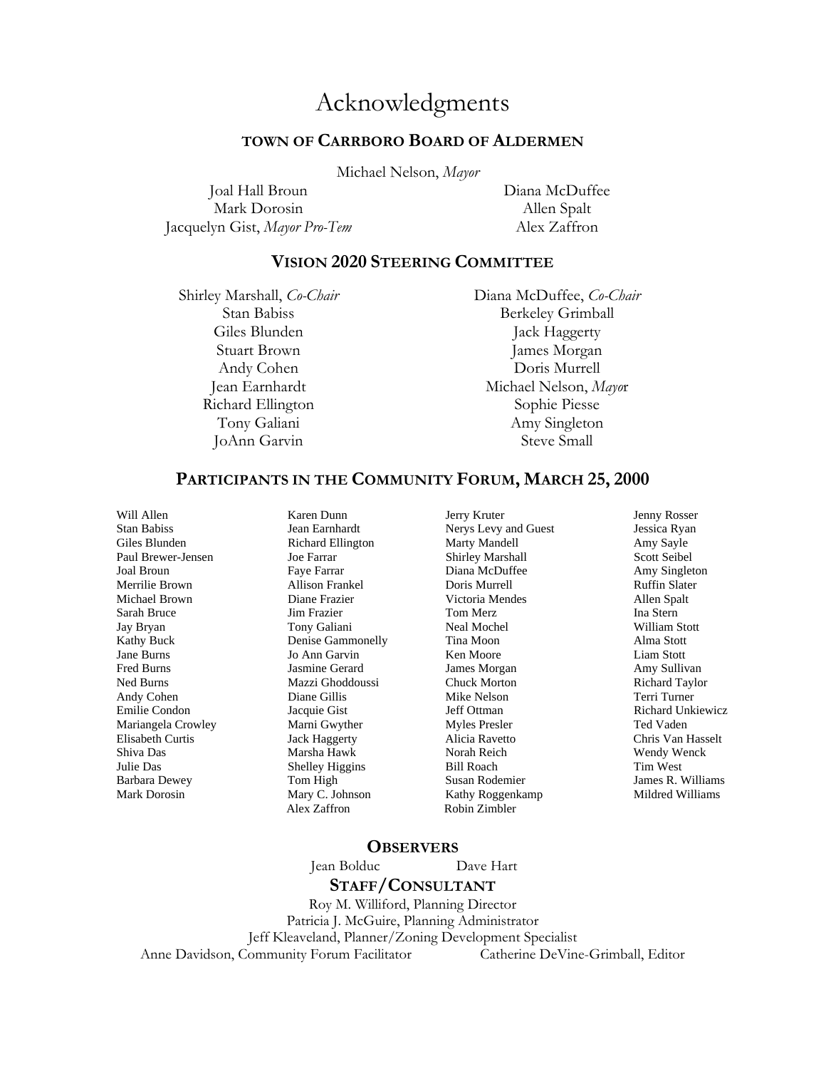# Acknowledgments

## TOWN OF CARRBORO BOARD OF ALDERMEN

Michael Nelson, *Mayor*

Joal Hall Broun
Mark Dorosin
Jacquelyn Gist, *Mayor Pro-Tem*
Diana McDuffee
Allen Spalt
Alex Zaffron

## VISION 2020 STEERING COMMITTEE

Shirley Marshall, *Co-Chair*
Stan Babiss
Giles Blunden
Stuart Brown
Andy Cohen
Jean Earnhardt
Richard Ellington
Tony Galiani
JoAnn Garvin

Diana McDuffee, *Co-Chair*
Berkeley Grimball
Jack Haggerty
James Morgan
Doris Murrell
Michael Nelson, *Mayor*
Sophie Piesse
Amy Singleton
Steve Small

## PARTICIPANTS IN THE COMMUNITY FORUM, MARCH 25, 2000

Will Allen
Stan Babiss
Giles Blunden
Paul Brewer-Jensen
Joal Broun
Merrilie Brown
Michael Brown
Sarah Bruce
Jay Bryan
Kathy Buck
Jane Burns
Fred Burns
Ned Burns
Andy Cohen
Emilie Condon
Mariangela Crowley
Elisabeth Curtis
Shiva Das
Julie Das
Barbara Dewey
Mark Dorosin

Karen Dunn
Jean Earnhardt
Richard Ellington
Joe Farrar
Faye Farrar
Allison Frankel
Diane Frazier
Jim Frazier
Tony Galiani
Denise Gammonelly
Jo Ann Garvin
Jasmine Gerard
Mazzi Ghoddoussi
Diane Gillis
Jacquie Gist
Marni Gwyther
Jack Haggerty
Marsha Hawk
Shelley Higgins
Tom High
Mary C. Johnson
Alex Zaffron

Jerry Kruter
Nerys Levy and Guest
Marty Mandell
Shirley Marshall
Diana McDuffee
Doris Murrell
Victoria Mendes
Tom Merz
Neal Mochel
Tina Moon
Ken Moore
James Morgan
Chuck Morton
Mike Nelson
Jeff Ottman
Myles Presler
Alicia Ravetto
Norah Reich
Bill Roach
Susan Rodemier
Kathy Roggenkamp
Robin Zimbler

Jenny Rosser
Jessica Ryan
Amy Sayle
Scott Seibel
Amy Singleton
Ruffin Slater
Allen Spalt
Ina Stern
William Stott
Alma Stott
Liam Stott
Amy Sullivan
Richard Taylor
Terri Turner
Richard Unkiewicz
Ted Vaden
Chris Van Hasselt
Wendy Wenck
Tim West
James R. Williams
Mildred Williams

## OBSERVERS

Jean Bolduc
Dave Hart

## STAFF/CONSULTANT

Roy M. Williford, Planning Director
Patricia J. McGuire, Planning Administrator
Jeff Kleaveland, Planner/Zoning Development Specialist
Anne Davidson, Community Forum Facilitator
Catherine DeVine-Grimball, Editor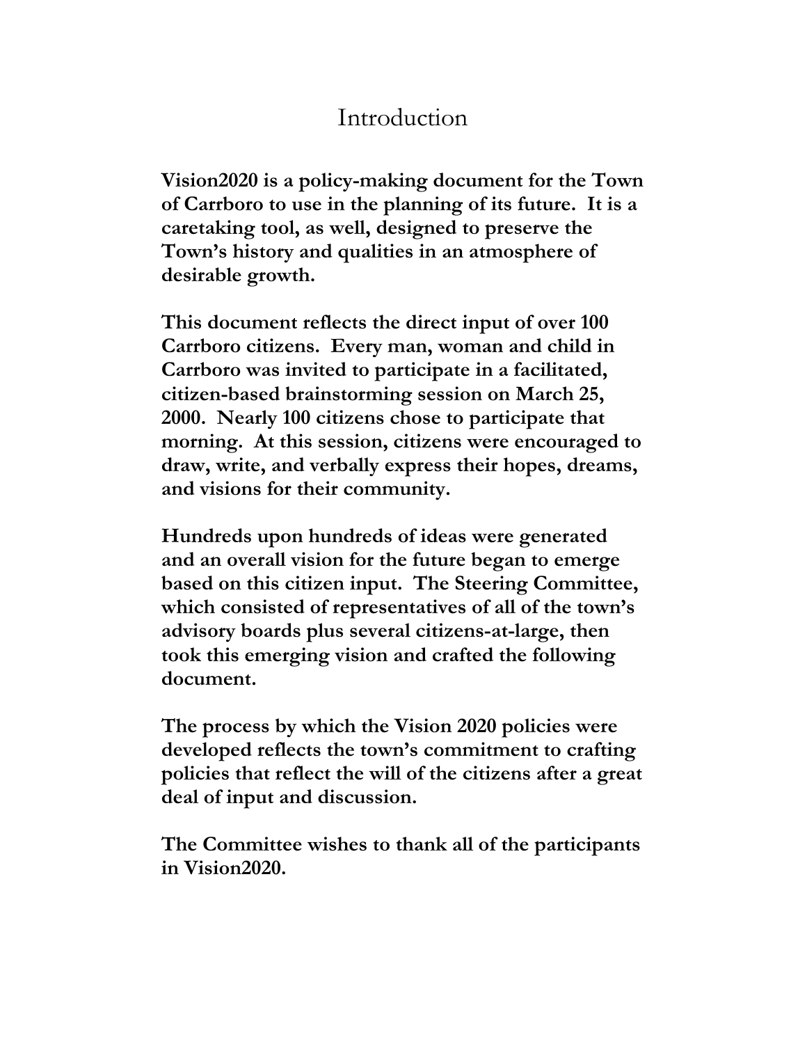# Introduction

**Vision2020 is a policy-making document for the Town of Carrboro to use in the planning of its future. It is a caretaking tool, as well, designed to preserve the Town's history and qualities in an atmosphere of desirable growth.**

**This document reflects the direct input of over 100 Carrboro citizens. Every man, woman and child in Carrboro was invited to participate in a facilitated, citizen-based brainstorming session on March 25, 2000. Nearly 100 citizens chose to participate that morning. At this session, citizens were encouraged to draw, write, and verbally express their hopes, dreams, and visions for their community.**

**Hundreds upon hundreds of ideas were generated and an overall vision for the future began to emerge based on this citizen input. The Steering Committee, which consisted of representatives of all of the town's advisory boards plus several citizens-at-large, then took this emerging vision and crafted the following document.**

**The process by which the Vision 2020 policies were developed reflects the town's commitment to crafting policies that reflect the will of the citizens after a great deal of input and discussion.**

**The Committee wishes to thank all of the participants in Vision2020.**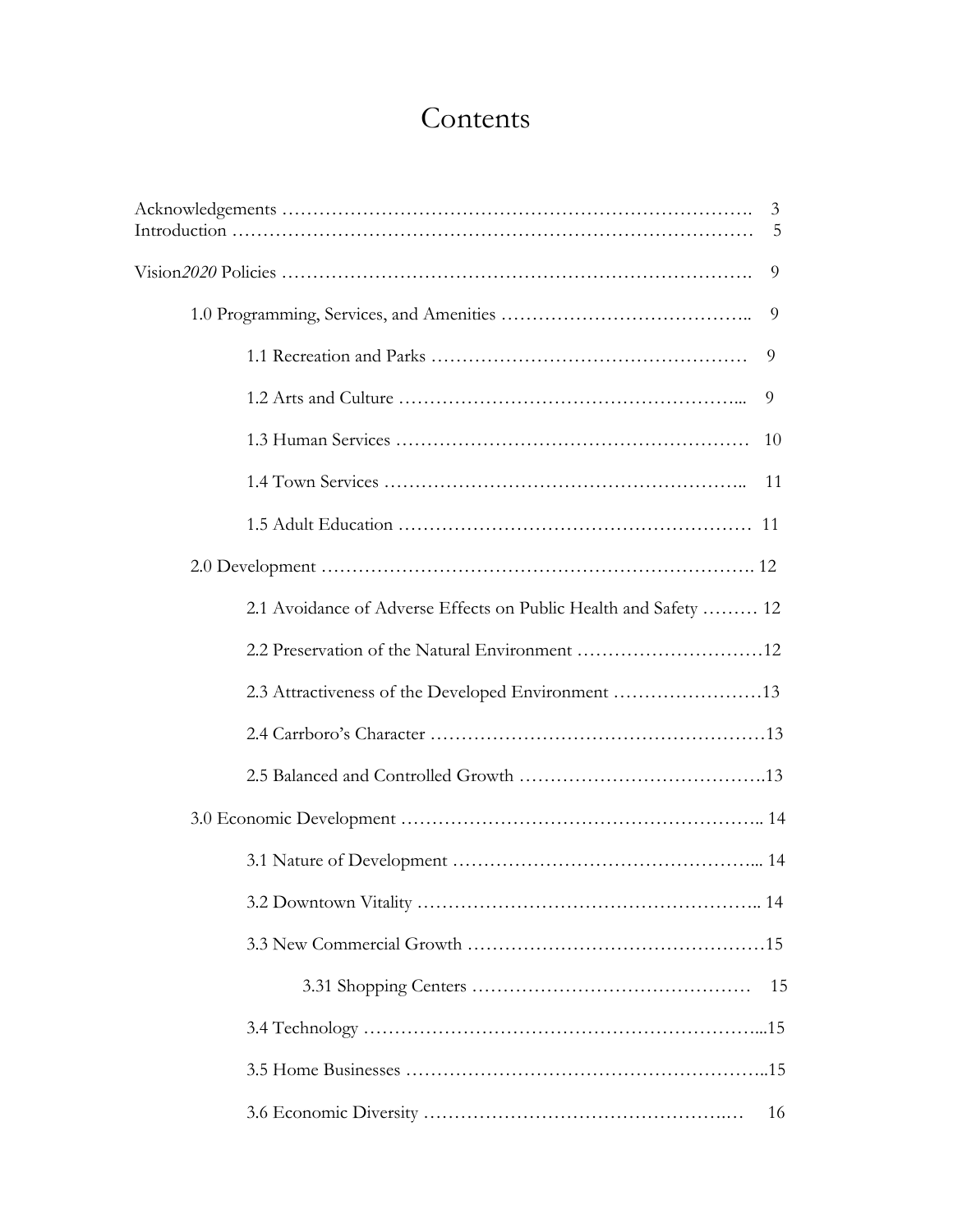# Contents

Acknowledgements ………………………………………………………………. 3
Introduction ……………………………………………………………………… 5

Vision*2020* Policies ……………………………………………………………. 9

1.0 Programming, Services, and Amenities ……………………………….. 9

1.1 Recreation and Parks …………………………………………… 9

1.2 Arts and Culture ……………………………………………... 9

1.3 Human Services ………………………………………………… 10

1.4 Town Services ………………………………………………….. 11

1.5 Adult Education ………………………………………………… 11

2.0 Development ……………………………………………………………. 12

2.1 Avoidance of Adverse Effects on Public Health and Safety ……… 12

2.2 Preservation of the Natural Environment …………………………12

2.3 Attractiveness of the Developed Environment ……………………13

2.4 Carrboro's Character ………………………………………………13

2.5 Balanced and Controlled Growth ……………………………….13

3.0 Economic Development ………………………………………………. 14

3.1 Nature of Development ………………………………………... 14

3.2 Downtown Vitality …………………………………………….. 14

3.3 New Commercial Growth …………………………………………15

3.31 Shopping Centers ……………………………………… 15

3.4 Technology …………………………………………………….....15

3.5 Home Businesses ………………………………………………..15

3.6 Economic Diversity …………………………………………..… 16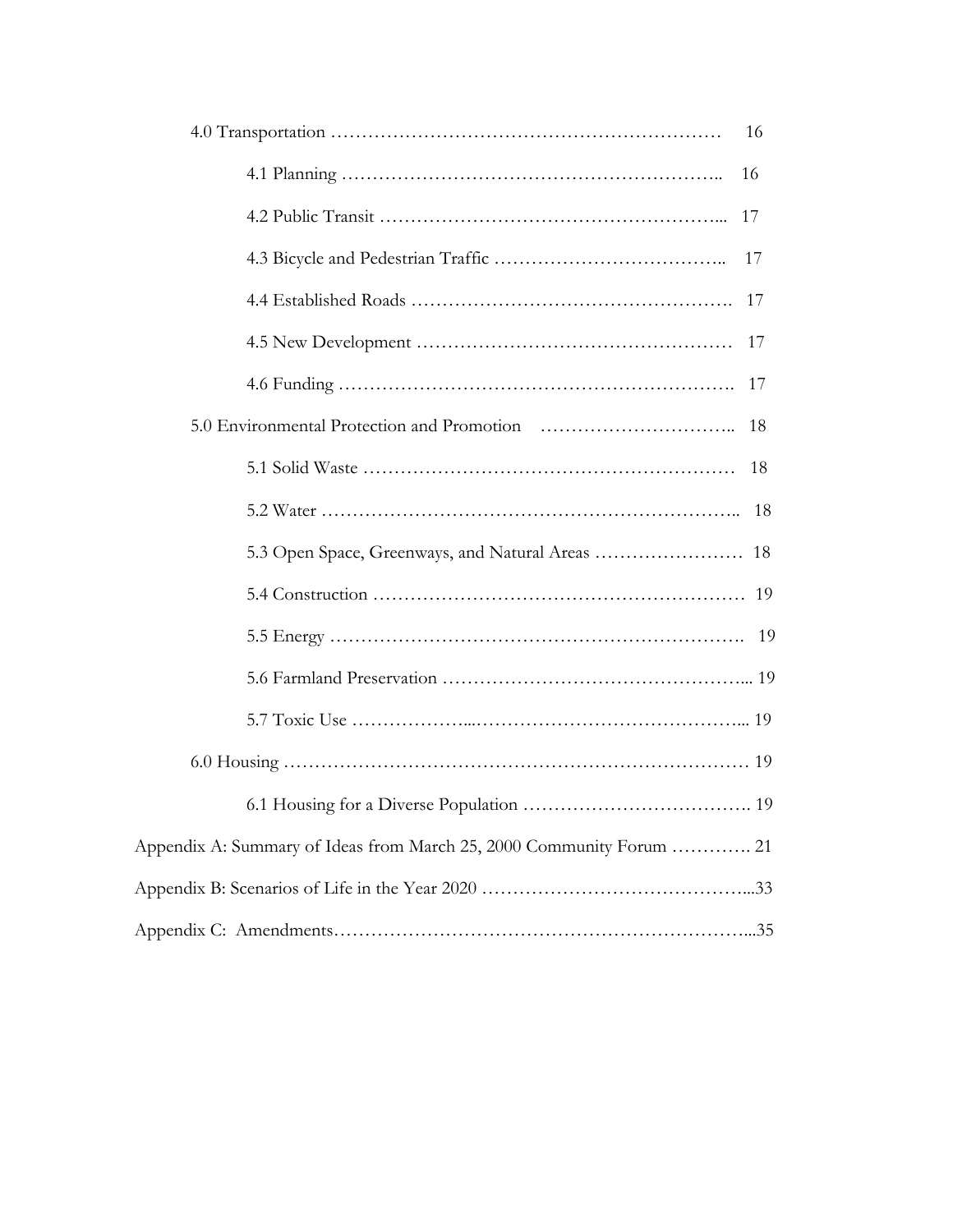4.0 Transportation ………………………………………………………… 16

4.1 Planning …………………………………………………….. 16

4.2 Public Transit ………………………………………………... 17

4.3 Bicycle and Pedestrian Traffic ……………………………….. 17

4.4 Established Roads ……………………………………………. 17

4.5 New Development …………………………………………… 17

4.6 Funding ………………………………………………………. 17

5.0 Environmental Protection and Promotion ………………………….. 18

5.1 Solid Waste …………………………………………………… 18

5.2 Water ………………………………………………………….. 18

5.3 Open Space, Greenways, and Natural Areas …………………… 18

5.4 Construction …………………………………………………… 19

5.5 Energy …………………………………………………………. 19

5.6 Farmland Preservation ………………………………………... 19

5.7 Toxic Use ………………...……………………………………... 19

6.0 Housing ………………………………………………………………… 19

6.1 Housing for a Diverse Population ………………………………. 19

Appendix A: Summary of Ideas from March 25, 2000 Community Forum …………. 21

Appendix B: Scenarios of Life in the Year 2020 ……………………………………...33

Appendix C: Amendments……………………………………………………………...35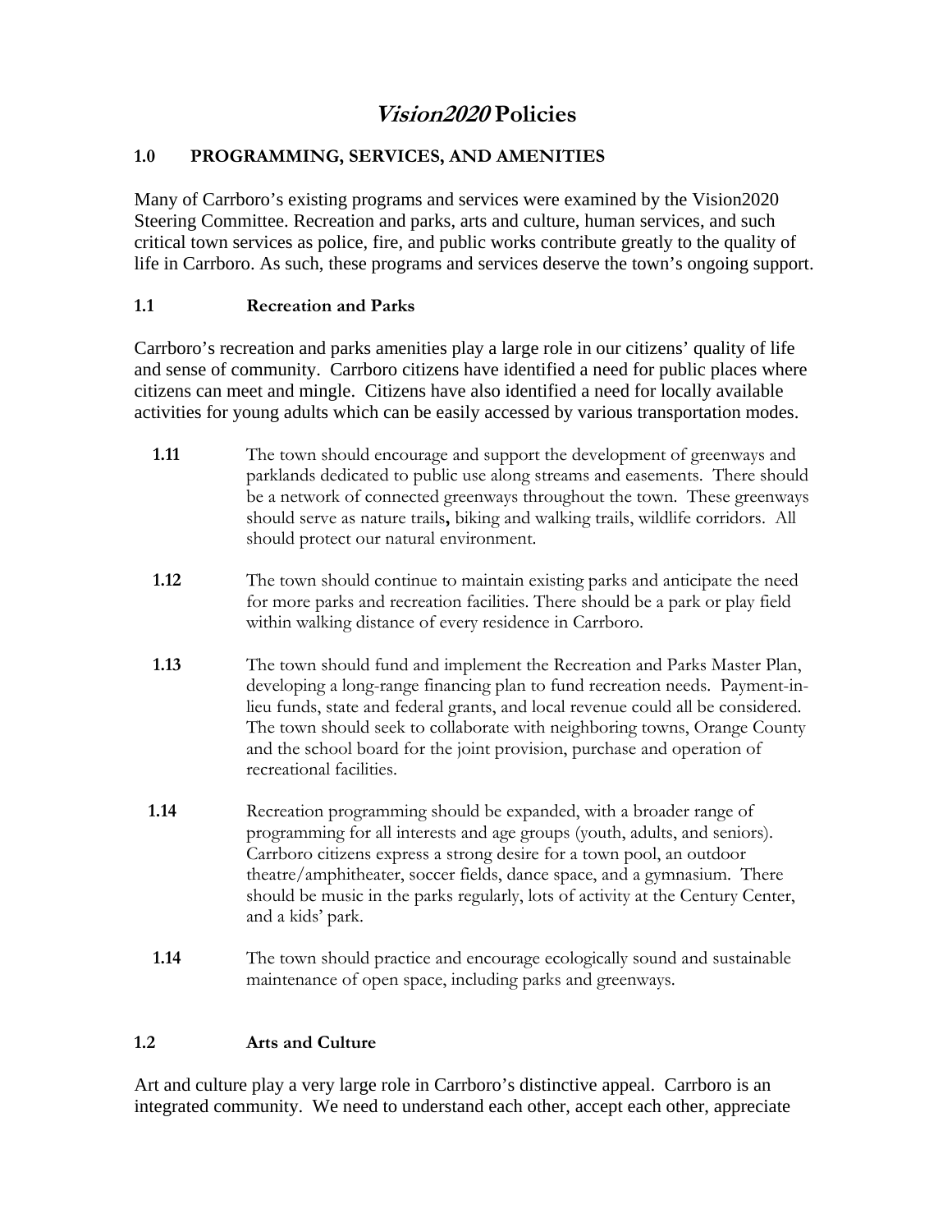# *Vision2020* Policies

## 1.0 PROGRAMMING, SERVICES, AND AMENITIES

Many of Carrboro's existing programs and services were examined by the Vision2020 Steering Committee. Recreation and parks, arts and culture, human services, and such critical town services as police, fire, and public works contribute greatly to the quality of life in Carrboro. As such, these programs and services deserve the town's ongoing support.

### 1.1 Recreation and Parks

Carrboro's recreation and parks amenities play a large role in our citizens' quality of life and sense of community. Carrboro citizens have identified a need for public places where citizens can meet and mingle. Citizens have also identified a need for locally available activities for young adults which can be easily accessed by various transportation modes.

**1.11** The town should encourage and support the development of greenways and parklands dedicated to public use along streams and easements. There should be a network of connected greenways throughout the town. These greenways should serve as nature trails**,** biking and walking trails, wildlife corridors. All should protect our natural environment.

**1.12** The town should continue to maintain existing parks and anticipate the need for more parks and recreation facilities. There should be a park or play field within walking distance of every residence in Carrboro.

**1.13** The town should fund and implement the Recreation and Parks Master Plan, developing a long-range financing plan to fund recreation needs. Payment-in-lieu funds, state and federal grants, and local revenue could all be considered. The town should seek to collaborate with neighboring towns, Orange County and the school board for the joint provision, purchase and operation of recreational facilities.

**1.14** Recreation programming should be expanded, with a broader range of programming for all interests and age groups (youth, adults, and seniors). Carrboro citizens express a strong desire for a town pool, an outdoor theatre/amphitheater, soccer fields, dance space, and a gymnasium. There should be music in the parks regularly, lots of activity at the Century Center, and a kids' park.

**1.14** The town should practice and encourage ecologically sound and sustainable maintenance of open space, including parks and greenways.

### 1.2 Arts and Culture

Art and culture play a very large role in Carrboro's distinctive appeal. Carrboro is an integrated community. We need to understand each other, accept each other, appreciate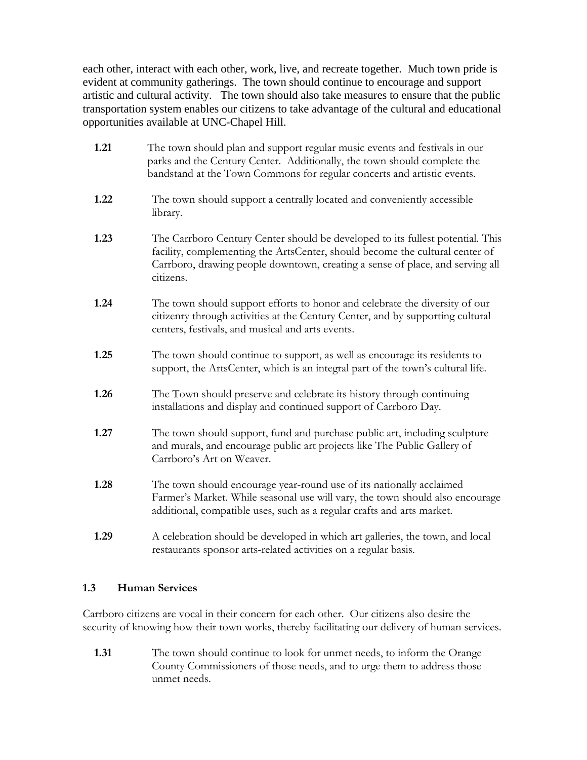each other, interact with each other, work, live, and recreate together. Much town pride is evident at community gatherings. The town should continue to encourage and support artistic and cultural activity. The town should also take measures to ensure that the public transportation system enables our citizens to take advantage of the cultural and educational opportunities available at UNC-Chapel Hill.

**1.21** The town should plan and support regular music events and festivals in our parks and the Century Center. Additionally, the town should complete the bandstand at the Town Commons for regular concerts and artistic events.

**1.22** The town should support a centrally located and conveniently accessible library.

**1.23** The Carrboro Century Center should be developed to its fullest potential. This facility, complementing the ArtsCenter, should become the cultural center of Carrboro, drawing people downtown, creating a sense of place, and serving all citizens.

**1.24** The town should support efforts to honor and celebrate the diversity of our citizenry through activities at the Century Center, and by supporting cultural centers, festivals, and musical and arts events.

**1.25** The town should continue to support, as well as encourage its residents to support, the ArtsCenter, which is an integral part of the town's cultural life.

**1.26** The Town should preserve and celebrate its history through continuing installations and display and continued support of Carrboro Day.

**1.27** The town should support, fund and purchase public art, including sculpture and murals, and encourage public art projects like The Public Gallery of Carrboro's Art on Weaver.

**1.28** The town should encourage year-round use of its nationally acclaimed Farmer's Market. While seasonal use will vary, the town should also encourage additional, compatible uses, such as a regular crafts and arts market.

**1.29** A celebration should be developed in which art galleries, the town, and local restaurants sponsor arts-related activities on a regular basis.

### 1.3 Human Services

Carrboro citizens are vocal in their concern for each other. Our citizens also desire the security of knowing how their town works, thereby facilitating our delivery of human services.

**1.31** The town should continue to look for unmet needs, to inform the Orange County Commissioners of those needs, and to urge them to address those unmet needs.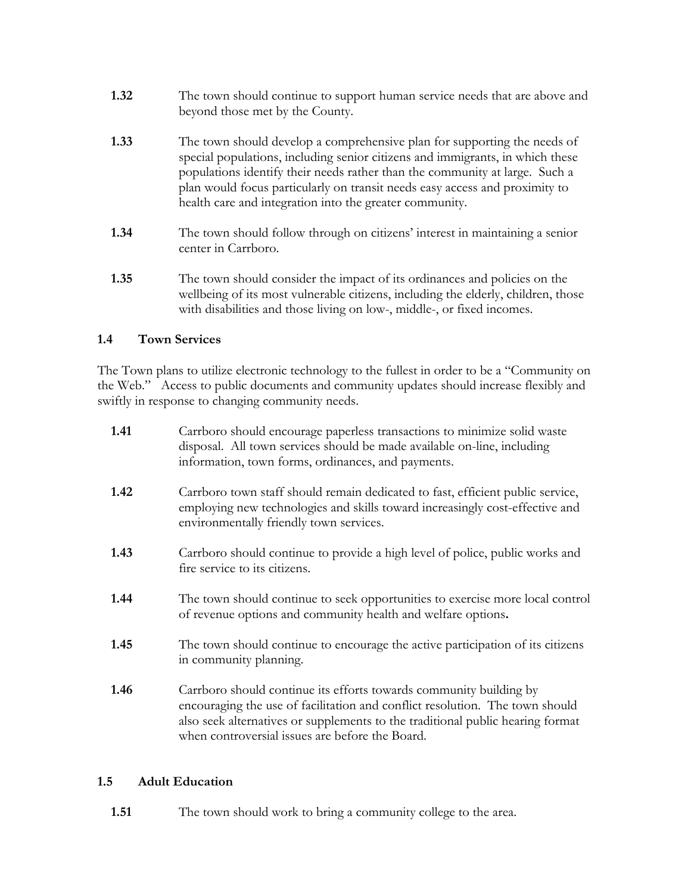**1.32** The town should continue to support human service needs that are above and beyond those met by the County.

**1.33** The town should develop a comprehensive plan for supporting the needs of special populations, including senior citizens and immigrants, in which these populations identify their needs rather than the community at large. Such a plan would focus particularly on transit needs easy access and proximity to health care and integration into the greater community.

**1.34** The town should follow through on citizens' interest in maintaining a senior center in Carrboro.

**1.35** The town should consider the impact of its ordinances and policies on the wellbeing of its most vulnerable citizens, including the elderly, children, those with disabilities and those living on low-, middle-, or fixed incomes.

### 1.4 Town Services

The Town plans to utilize electronic technology to the fullest in order to be a "Community on the Web." Access to public documents and community updates should increase flexibly and swiftly in response to changing community needs.

**1.41** Carrboro should encourage paperless transactions to minimize solid waste disposal. All town services should be made available on-line, including information, town forms, ordinances, and payments.

**1.42** Carrboro town staff should remain dedicated to fast, efficient public service, employing new technologies and skills toward increasingly cost-effective and environmentally friendly town services.

**1.43** Carrboro should continue to provide a high level of police, public works and fire service to its citizens.

**1.44** The town should continue to seek opportunities to exercise more local control of revenue options and community health and welfare options**.**

**1.45** The town should continue to encourage the active participation of its citizens in community planning.

**1.46** Carrboro should continue its efforts towards community building by encouraging the use of facilitation and conflict resolution. The town should also seek alternatives or supplements to the traditional public hearing format when controversial issues are before the Board.

### 1.5 Adult Education

**1.51** The town should work to bring a community college to the area.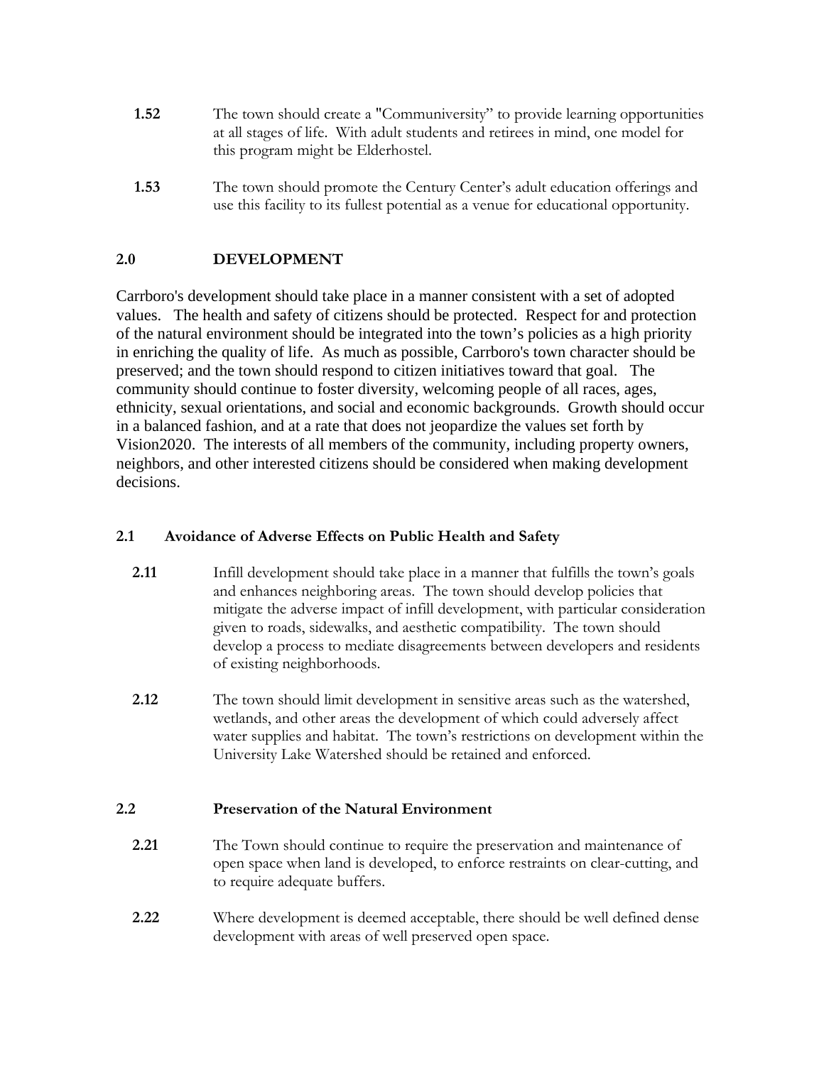**1.52** The town should create a "Communiversity" to provide learning opportunities at all stages of life. With adult students and retirees in mind, one model for this program might be Elderhostel.

**1.53** The town should promote the Century Center's adult education offerings and use this facility to its fullest potential as a venue for educational opportunity.

## 2.0 DEVELOPMENT

Carrboro's development should take place in a manner consistent with a set of adopted values. The health and safety of citizens should be protected. Respect for and protection of the natural environment should be integrated into the town's policies as a high priority in enriching the quality of life. As much as possible, Carrboro's town character should be preserved; and the town should respond to citizen initiatives toward that goal. The community should continue to foster diversity, welcoming people of all races, ages, ethnicity, sexual orientations, and social and economic backgrounds. Growth should occur in a balanced fashion, and at a rate that does not jeopardize the values set forth by Vision2020. The interests of all members of the community, including property owners, neighbors, and other interested citizens should be considered when making development decisions.

### 2.1 Avoidance of Adverse Effects on Public Health and Safety

**2.11** Infill development should take place in a manner that fulfills the town's goals and enhances neighboring areas. The town should develop policies that mitigate the adverse impact of infill development, with particular consideration given to roads, sidewalks, and aesthetic compatibility. The town should develop a process to mediate disagreements between developers and residents of existing neighborhoods.

**2.12** The town should limit development in sensitive areas such as the watershed, wetlands, and other areas the development of which could adversely affect water supplies and habitat. The town's restrictions on development within the University Lake Watershed should be retained and enforced.

### 2.2 Preservation of the Natural Environment

**2.21** The Town should continue to require the preservation and maintenance of open space when land is developed, to enforce restraints on clear-cutting, and to require adequate buffers.

**2.22** Where development is deemed acceptable, there should be well defined dense development with areas of well preserved open space.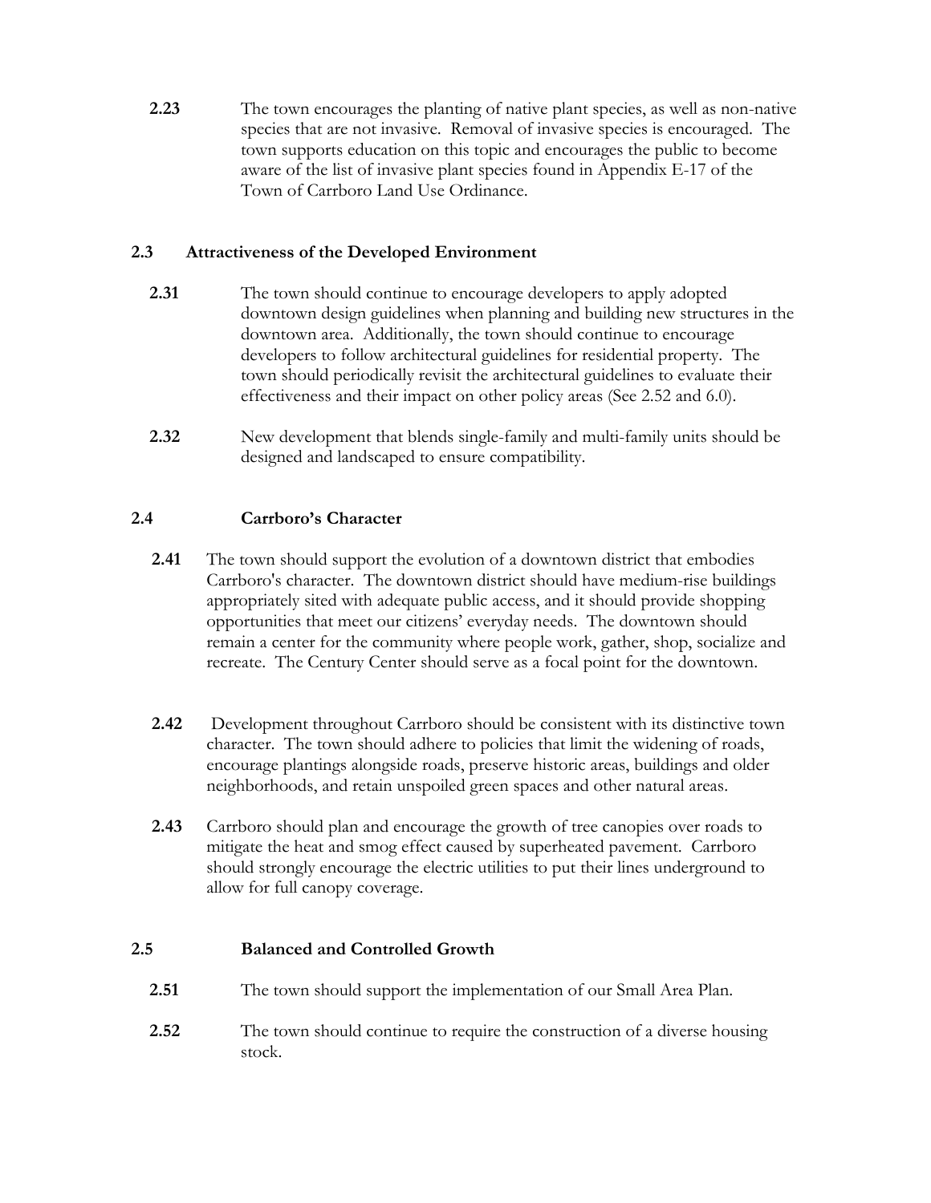**2.23** The town encourages the planting of native plant species, as well as non-native species that are not invasive. Removal of invasive species is encouraged. The town supports education on this topic and encourages the public to become aware of the list of invasive plant species found in Appendix E-17 of the Town of Carrboro Land Use Ordinance.

### 2.3 Attractiveness of the Developed Environment

**2.31** The town should continue to encourage developers to apply adopted downtown design guidelines when planning and building new structures in the downtown area. Additionally, the town should continue to encourage developers to follow architectural guidelines for residential property. The town should periodically revisit the architectural guidelines to evaluate their effectiveness and their impact on other policy areas (See 2.52 and 6.0).

**2.32** New development that blends single-family and multi-family units should be designed and landscaped to ensure compatibility.

### 2.4 Carrboro's Character

**2.41** The town should support the evolution of a downtown district that embodies Carrboro's character. The downtown district should have medium-rise buildings appropriately sited with adequate public access, and it should provide shopping opportunities that meet our citizens' everyday needs. The downtown should remain a center for the community where people work, gather, shop, socialize and recreate. The Century Center should serve as a focal point for the downtown.

**2.42** Development throughout Carrboro should be consistent with its distinctive town character. The town should adhere to policies that limit the widening of roads, encourage plantings alongside roads, preserve historic areas, buildings and older neighborhoods, and retain unspoiled green spaces and other natural areas.

**2.43** Carrboro should plan and encourage the growth of tree canopies over roads to mitigate the heat and smog effect caused by superheated pavement. Carrboro should strongly encourage the electric utilities to put their lines underground to allow for full canopy coverage.

### 2.5 Balanced and Controlled Growth

**2.51** The town should support the implementation of our Small Area Plan.

**2.52** The town should continue to require the construction of a diverse housing stock.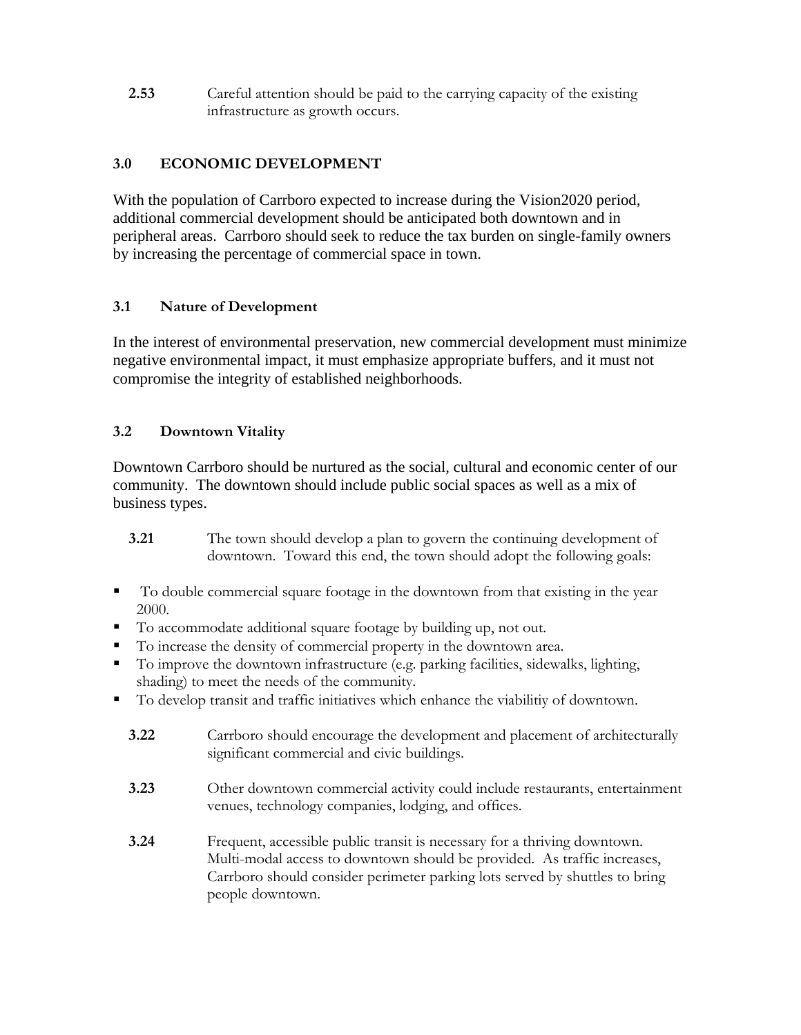**2.53** Careful attention should be paid to the carrying capacity of the existing infrastructure as growth occurs.

## 3.0 ECONOMIC DEVELOPMENT

With the population of Carrboro expected to increase during the Vision2020 period, additional commercial development should be anticipated both downtown and in peripheral areas. Carrboro should seek to reduce the tax burden on single-family owners by increasing the percentage of commercial space in town.

### 3.1 Nature of Development

In the interest of environmental preservation, new commercial development must minimize negative environmental impact, it must emphasize appropriate buffers, and it must not compromise the integrity of established neighborhoods.

### 3.2 Downtown Vitality

Downtown Carrboro should be nurtured as the social, cultural and economic center of our community. The downtown should include public social spaces as well as a mix of business types.

**3.21** The town should develop a plan to govern the continuing development of downtown. Toward this end, the town should adopt the following goals:

- To double commercial square footage in the downtown from that existing in the year 2000.
- To accommodate additional square footage by building up, not out.
- To increase the density of commercial property in the downtown area.
- To improve the downtown infrastructure (e.g. parking facilities, sidewalks, lighting, shading) to meet the needs of the community.
- To develop transit and traffic initiatives which enhance the viabilitiy of downtown.

**3.22** Carrboro should encourage the development and placement of architecturally significant commercial and civic buildings.

**3.23** Other downtown commercial activity could include restaurants, entertainment venues, technology companies, lodging, and offices.

**3.24** Frequent, accessible public transit is necessary for a thriving downtown. Multi-modal access to downtown should be provided. As traffic increases, Carrboro should consider perimeter parking lots served by shuttles to bring people downtown.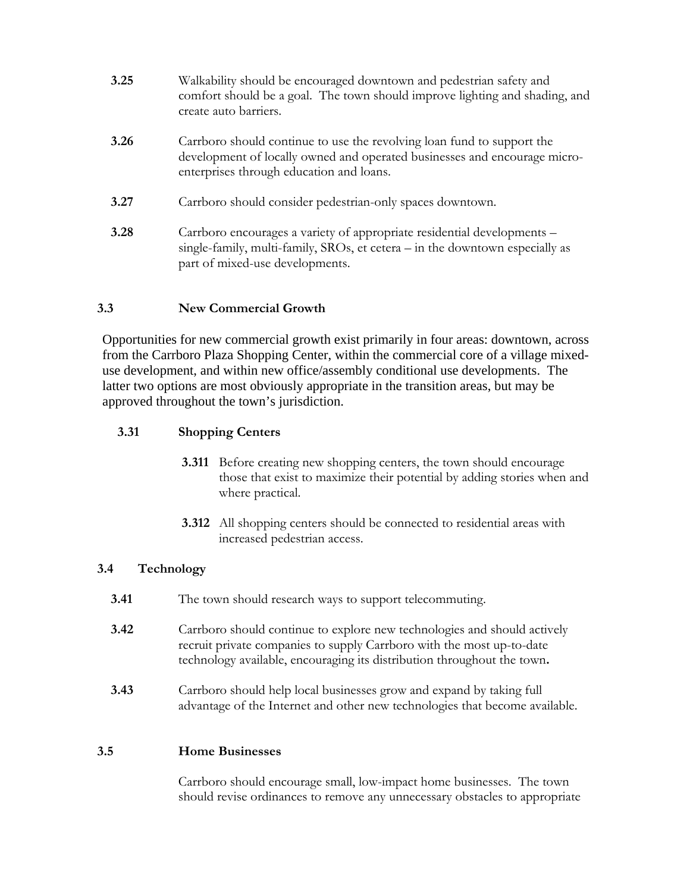**3.25** Walkability should be encouraged downtown and pedestrian safety and comfort should be a goal. The town should improve lighting and shading, and create auto barriers.

**3.26** Carrboro should continue to use the revolving loan fund to support the development of locally owned and operated businesses and encourage micro-enterprises through education and loans.

**3.27** Carrboro should consider pedestrian-only spaces downtown.

**3.28** Carrboro encourages a variety of appropriate residential developments – single-family, multi-family, SROs, et cetera – in the downtown especially as part of mixed-use developments.

## 3.3 New Commercial Growth

Opportunities for new commercial growth exist primarily in four areas: downtown, across from the Carrboro Plaza Shopping Center, within the commercial core of a village mixed-use development, and within new office/assembly conditional use developments. The latter two options are most obviously appropriate in the transition areas, but may be approved throughout the town's jurisdiction.

### 3.31 Shopping Centers

**3.311** Before creating new shopping centers, the town should encourage those that exist to maximize their potential by adding stories when and where practical.

**3.312** All shopping centers should be connected to residential areas with increased pedestrian access.

## 3.4 Technology

**3.41** The town should research ways to support telecommuting.

**3.42** Carrboro should continue to explore new technologies and should actively recruit private companies to supply Carrboro with the most up-to-date technology available, encouraging its distribution throughout the town.

**3.43** Carrboro should help local businesses grow and expand by taking full advantage of the Internet and other new technologies that become available.

## 3.5 Home Businesses

Carrboro should encourage small, low-impact home businesses. The town should revise ordinances to remove any unnecessary obstacles to appropriate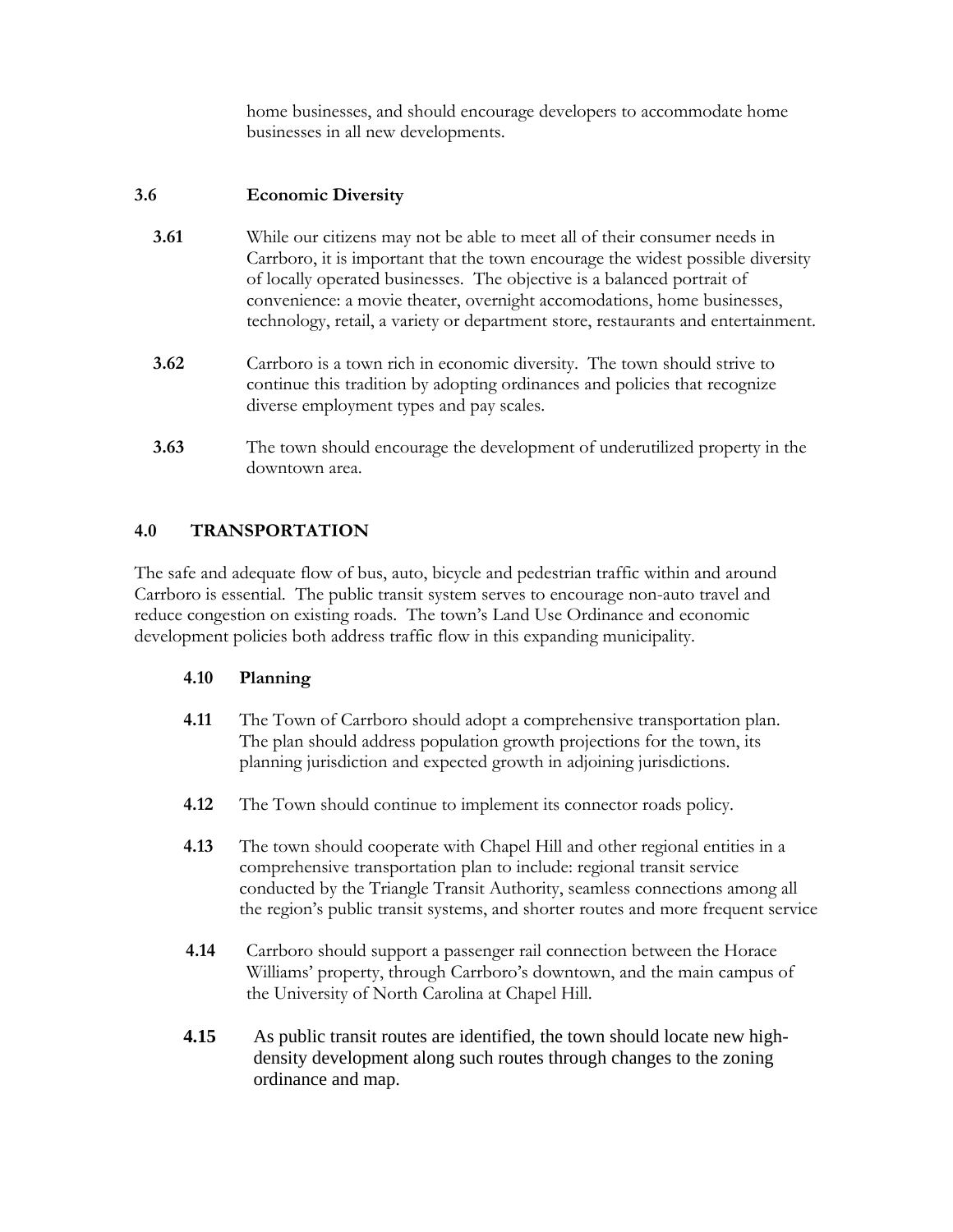home businesses, and should encourage developers to accommodate home businesses in all new developments.

### 3.6 Economic Diversity

**3.61** While our citizens may not be able to meet all of their consumer needs in Carrboro, it is important that the town encourage the widest possible diversity of locally operated businesses. The objective is a balanced portrait of convenience: a movie theater, overnight accomodations, home businesses, technology, retail, a variety or department store, restaurants and entertainment.

**3.62** Carrboro is a town rich in economic diversity. The town should strive to continue this tradition by adopting ordinances and policies that recognize diverse employment types and pay scales.

**3.63** The town should encourage the development of underutilized property in the downtown area.

## 4.0 TRANSPORTATION

The safe and adequate flow of bus, auto, bicycle and pedestrian traffic within and around Carrboro is essential. The public transit system serves to encourage non-auto travel and reduce congestion on existing roads. The town's Land Use Ordinance and economic development policies both address traffic flow in this expanding municipality.

### 4.10 Planning

**4.11** The Town of Carrboro should adopt a comprehensive transportation plan. The plan should address population growth projections for the town, its planning jurisdiction and expected growth in adjoining jurisdictions.

**4.12** The Town should continue to implement its connector roads policy.

**4.13** The town should cooperate with Chapel Hill and other regional entities in a comprehensive transportation plan to include: regional transit service conducted by the Triangle Transit Authority, seamless connections among all the region's public transit systems, and shorter routes and more frequent service

**4.14** Carrboro should support a passenger rail connection between the Horace Williams' property, through Carrboro's downtown, and the main campus of the University of North Carolina at Chapel Hill.

**4.15** As public transit routes are identified, the town should locate new high-density development along such routes through changes to the zoning ordinance and map.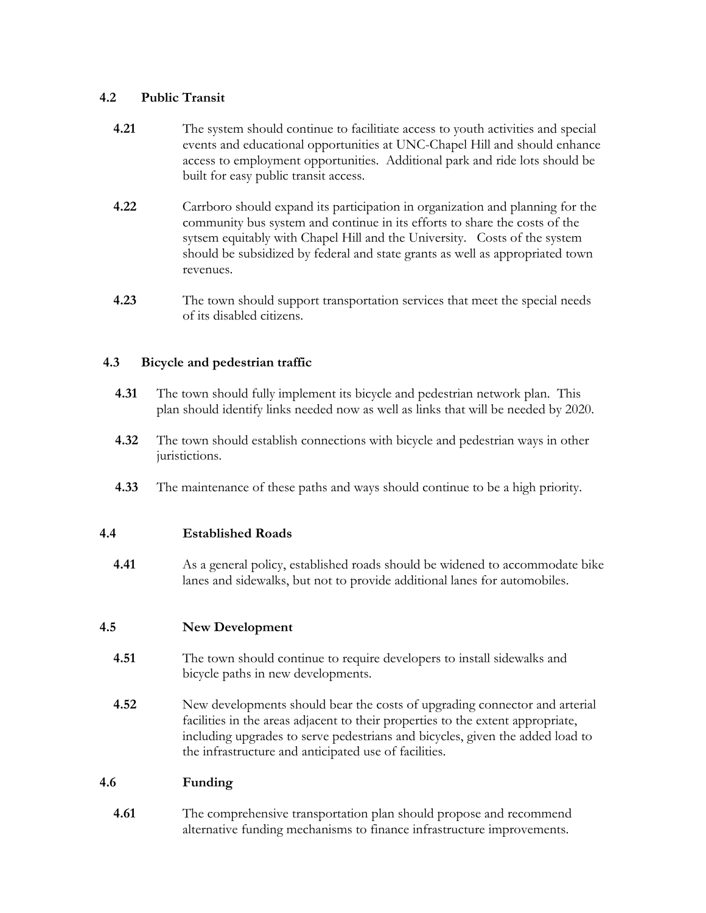### 4.2 Public Transit

**4.21** The system should continue to facilitiate access to youth activities and special events and educational opportunities at UNC-Chapel Hill and should enhance access to employment opportunities. Additional park and ride lots should be built for easy public transit access.

**4.22** Carrboro should expand its participation in organization and planning for the community bus system and continue in its efforts to share the costs of the sytsem equitably with Chapel Hill and the University. Costs of the system should be subsidized by federal and state grants as well as appropriated town revenues.

**4.23** The town should support transportation services that meet the special needs of its disabled citizens.

### 4.3 Bicycle and pedestrian traffic

**4.31** The town should fully implement its bicycle and pedestrian network plan. This plan should identify links needed now as well as links that will be needed by 2020.

**4.32** The town should establish connections with bicycle and pedestrian ways in other juristictions.

**4.33** The maintenance of these paths and ways should continue to be a high priority.

### 4.4 Established Roads

**4.41** As a general policy, established roads should be widened to accommodate bike lanes and sidewalks, but not to provide additional lanes for automobiles.

### 4.5 New Development

**4.51** The town should continue to require developers to install sidewalks and bicycle paths in new developments.

**4.52** New developments should bear the costs of upgrading connector and arterial facilities in the areas adjacent to their properties to the extent appropriate, including upgrades to serve pedestrians and bicycles, given the added load to the infrastructure and anticipated use of facilities.

### 4.6 Funding

**4.61** The comprehensive transportation plan should propose and recommend alternative funding mechanisms to finance infrastructure improvements.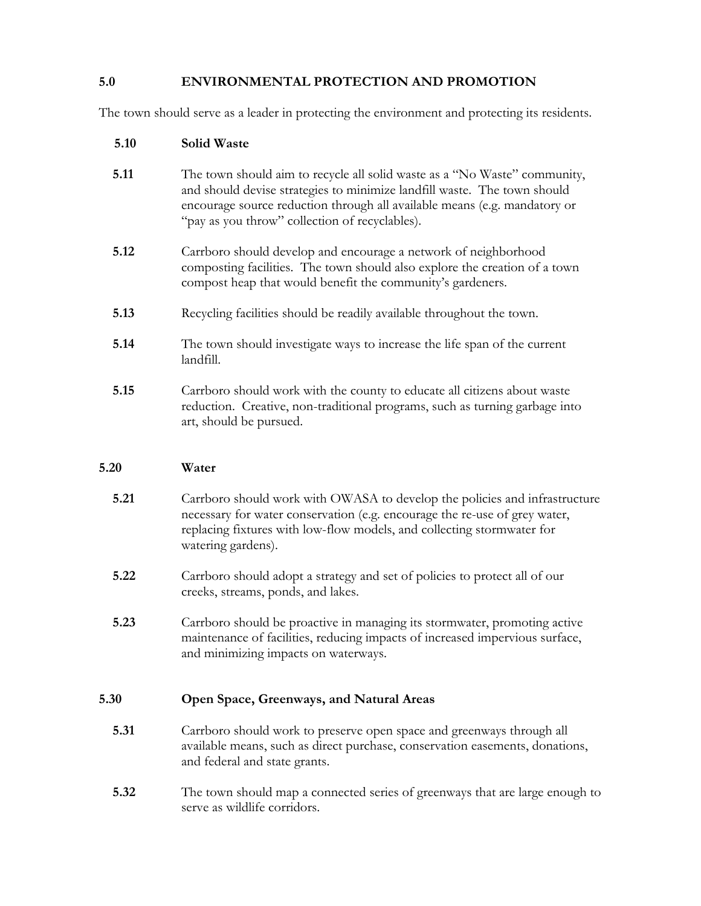## 5.0 ENVIRONMENTAL PROTECTION AND PROMOTION

The town should serve as a leader in protecting the environment and protecting its residents.

### 5.10 Solid Waste

**5.11** The town should aim to recycle all solid waste as a "No Waste" community, and should devise strategies to minimize landfill waste. The town should encourage source reduction through all available means (e.g. mandatory or "pay as you throw" collection of recyclables).

**5.12** Carrboro should develop and encourage a network of neighborhood composting facilities. The town should also explore the creation of a town compost heap that would benefit the community's gardeners.

**5.13** Recycling facilities should be readily available throughout the town.

**5.14** The town should investigate ways to increase the life span of the current landfill.

**5.15** Carrboro should work with the county to educate all citizens about waste reduction. Creative, non-traditional programs, such as turning garbage into art, should be pursued.

### 5.20 Water

**5.21** Carrboro should work with OWASA to develop the policies and infrastructure necessary for water conservation (e.g. encourage the re-use of grey water, replacing fixtures with low-flow models, and collecting stormwater for watering gardens).

**5.22** Carrboro should adopt a strategy and set of policies to protect all of our creeks, streams, ponds, and lakes.

**5.23** Carrboro should be proactive in managing its stormwater, promoting active maintenance of facilities, reducing impacts of increased impervious surface, and minimizing impacts on waterways.

### 5.30 Open Space, Greenways, and Natural Areas

**5.31** Carrboro should work to preserve open space and greenways through all available means, such as direct purchase, conservation easements, donations, and federal and state grants.

**5.32** The town should map a connected series of greenways that are large enough to serve as wildlife corridors.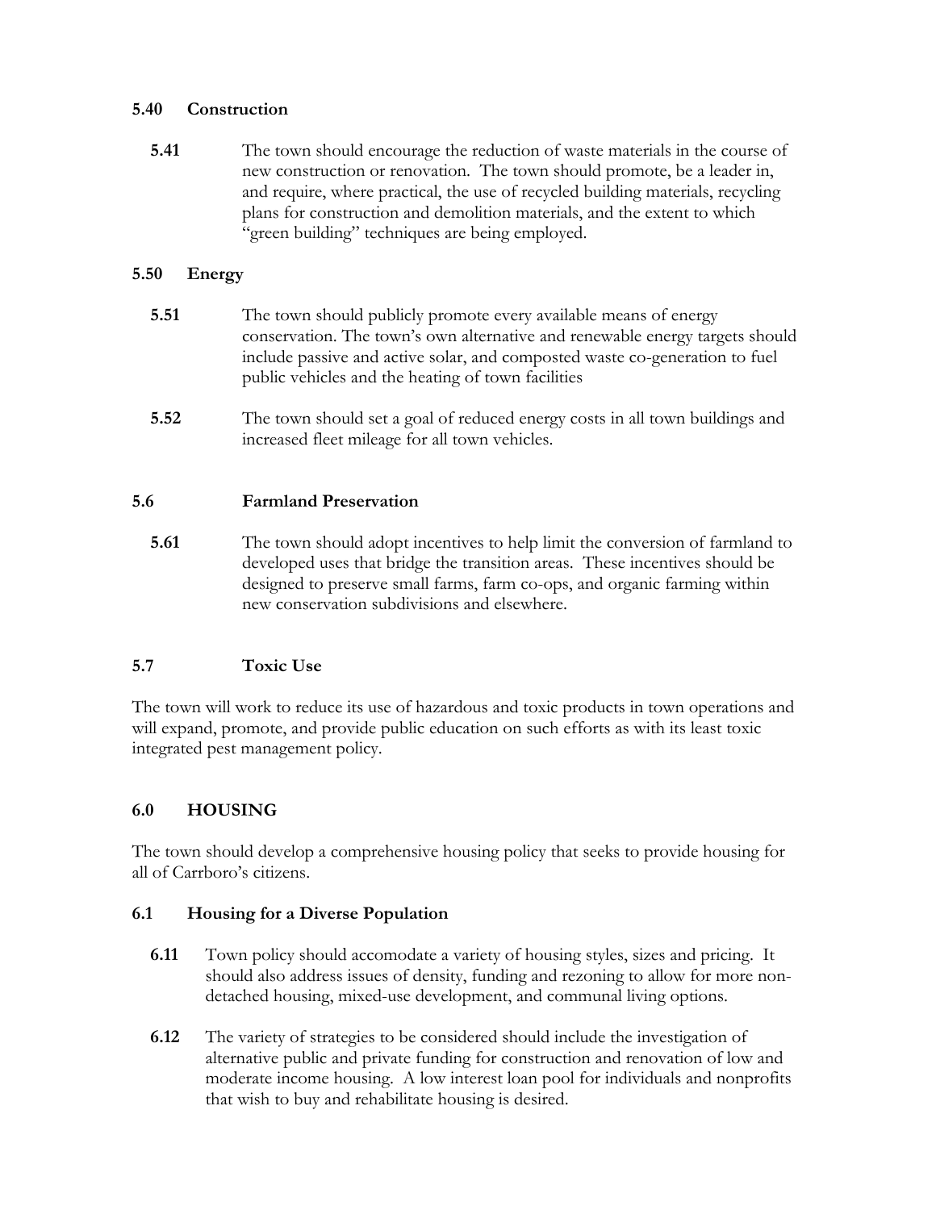### 5.40 Construction

**5.41** The town should encourage the reduction of waste materials in the course of new construction or renovation. The town should promote, be a leader in, and require, where practical, the use of recycled building materials, recycling plans for construction and demolition materials, and the extent to which "green building" techniques are being employed.

### 5.50 Energy

**5.51** The town should publicly promote every available means of energy conservation. The town's own alternative and renewable energy targets should include passive and active solar, and composted waste co-generation to fuel public vehicles and the heating of town facilities

**5.52** The town should set a goal of reduced energy costs in all town buildings and increased fleet mileage for all town vehicles.

### 5.6 Farmland Preservation

**5.61** The town should adopt incentives to help limit the conversion of farmland to developed uses that bridge the transition areas. These incentives should be designed to preserve small farms, farm co-ops, and organic farming within new conservation subdivisions and elsewhere.

### 5.7 Toxic Use

The town will work to reduce its use of hazardous and toxic products in town operations and will expand, promote, and provide public education on such efforts as with its least toxic integrated pest management policy.

## 6.0 HOUSING

The town should develop a comprehensive housing policy that seeks to provide housing for all of Carrboro's citizens.

### 6.1 Housing for a Diverse Population

**6.11** Town policy should accomodate a variety of housing styles, sizes and pricing. It should also address issues of density, funding and rezoning to allow for more non-detached housing, mixed-use development, and communal living options.

**6.12** The variety of strategies to be considered should include the investigation of alternative public and private funding for construction and renovation of low and moderate income housing. A low interest loan pool for individuals and nonprofits that wish to buy and rehabilitate housing is desired.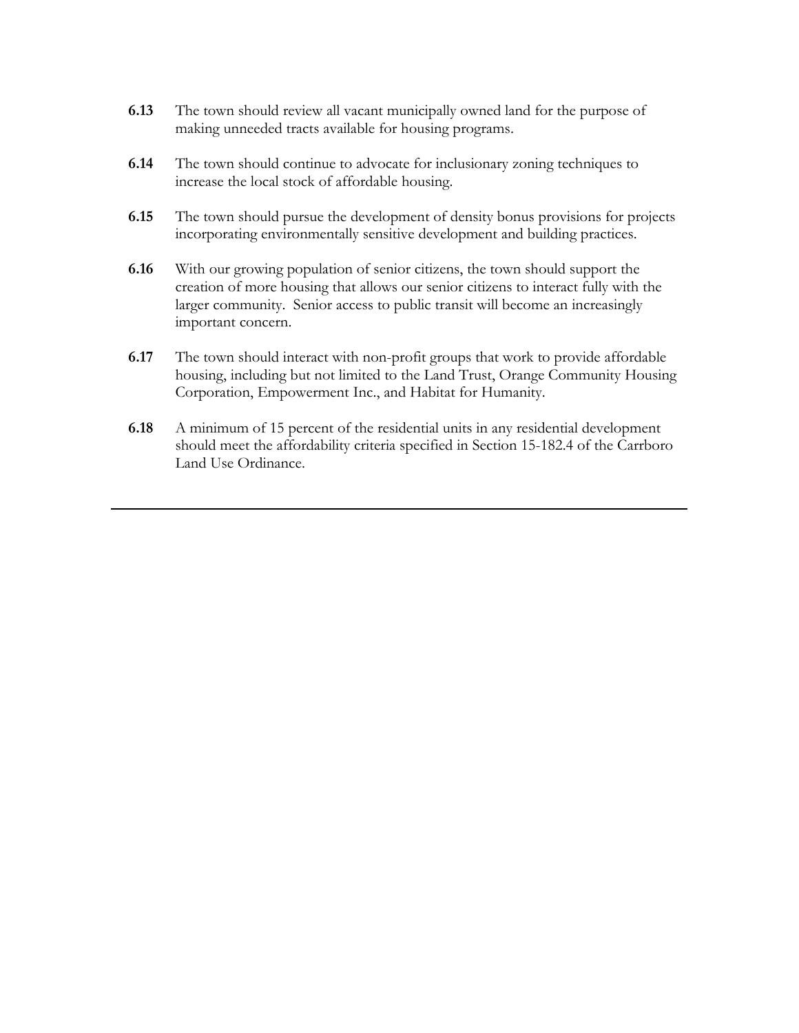**6.13** The town should review all vacant municipally owned land for the purpose of making unneeded tracts available for housing programs.

**6.14** The town should continue to advocate for inclusionary zoning techniques to increase the local stock of affordable housing.

**6.15** The town should pursue the development of density bonus provisions for projects incorporating environmentally sensitive development and building practices.

**6.16** With our growing population of senior citizens, the town should support the creation of more housing that allows our senior citizens to interact fully with the larger community. Senior access to public transit will become an increasingly important concern.

**6.17** The town should interact with non-profit groups that work to provide affordable housing, including but not limited to the Land Trust, Orange Community Housing Corporation, Empowerment Inc., and Habitat for Humanity.

**6.18** A minimum of 15 percent of the residential units in any residential development should meet the affordability criteria specified in Section 15-182.4 of the Carrboro Land Use Ordinance.

---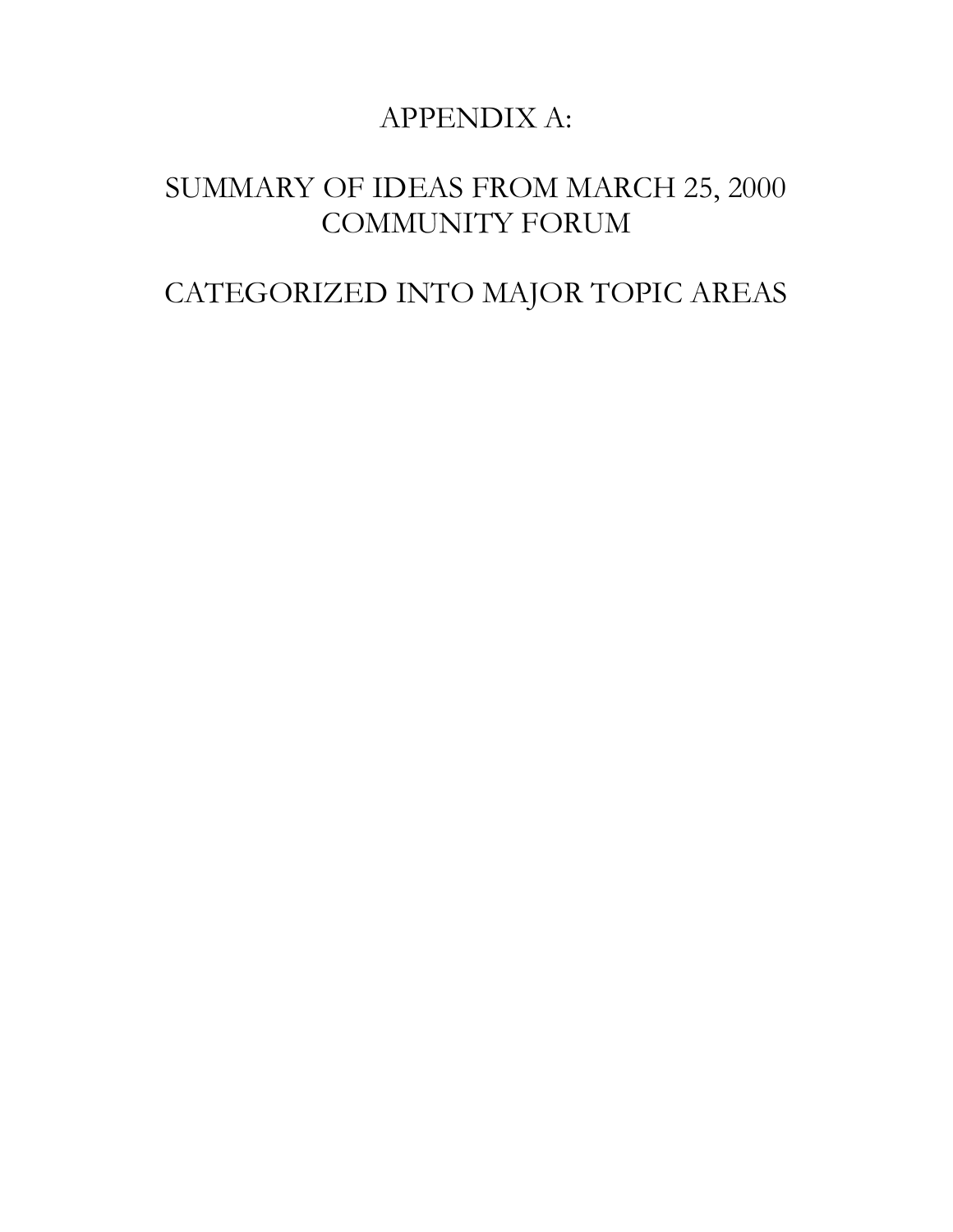# APPENDIX A:

# SUMMARY OF IDEAS FROM MARCH 25, 2000 COMMUNITY FORUM

# CATEGORIZED INTO MAJOR TOPIC AREAS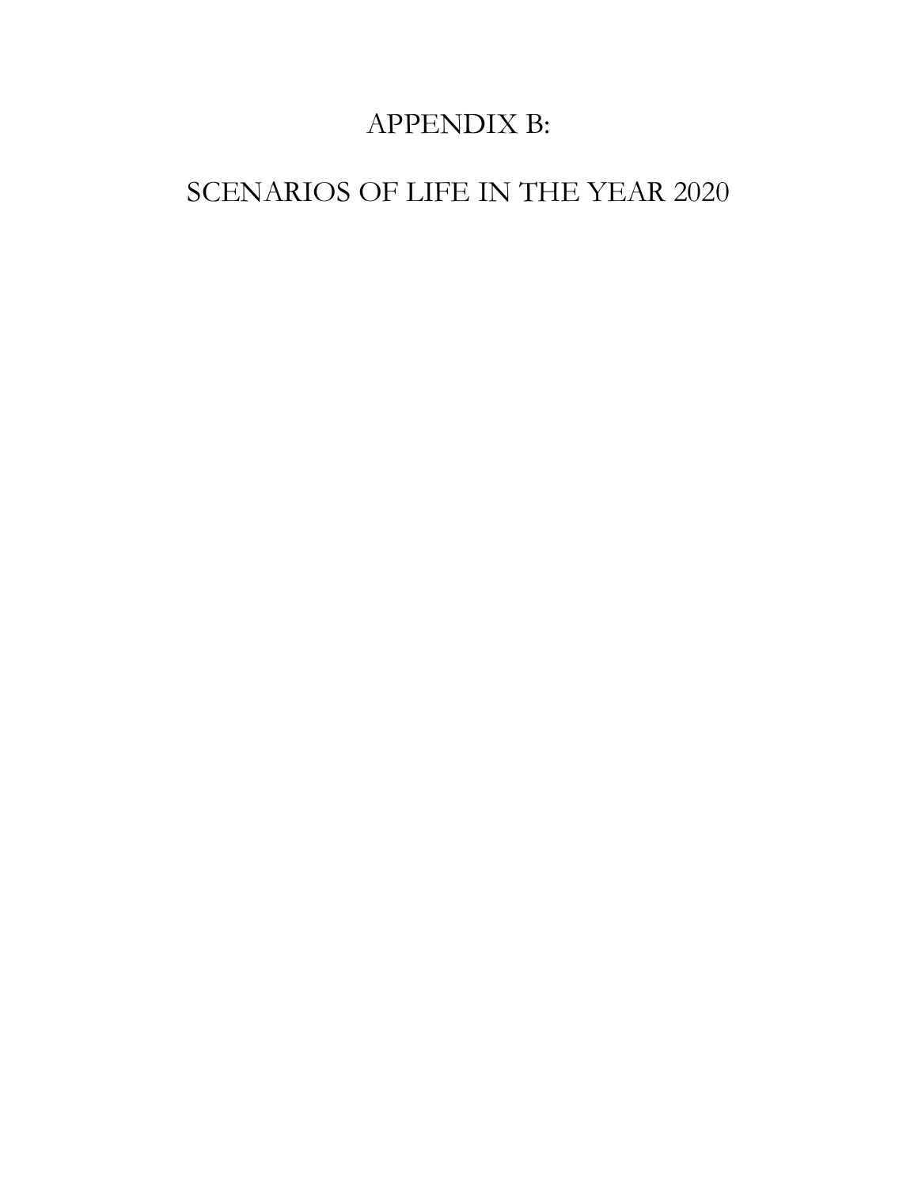# APPENDIX B:

# SCENARIOS OF LIFE IN THE YEAR 2020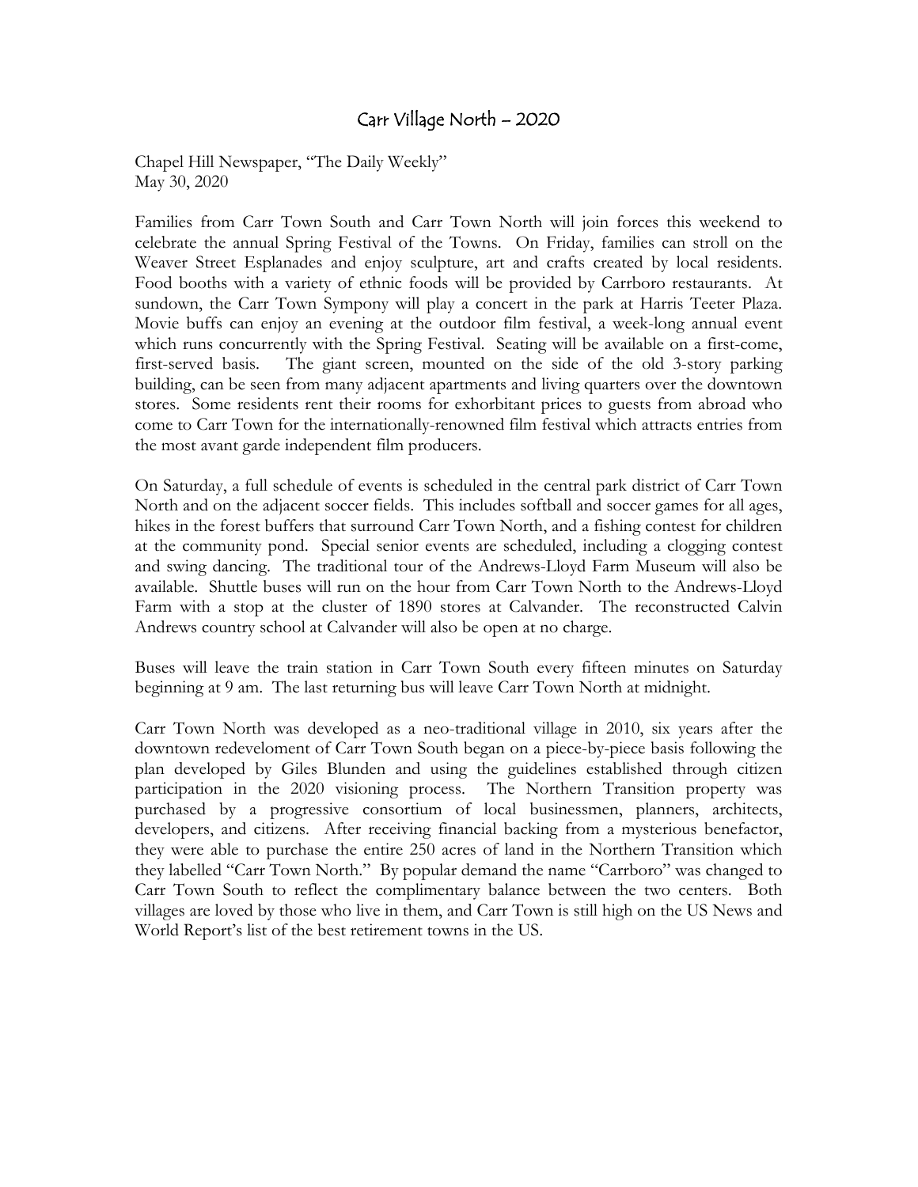# Carr Village North – 2020

Chapel Hill Newspaper, "The Daily Weekly"
May 30, 2020

Families from Carr Town South and Carr Town North will join forces this weekend to celebrate the annual Spring Festival of the Towns. On Friday, families can stroll on the Weaver Street Esplanades and enjoy sculpture, art and crafts created by local residents. Food booths with a variety of ethnic foods will be provided by Carrboro restaurants. At sundown, the Carr Town Sympony will play a concert in the park at Harris Teeter Plaza. Movie buffs can enjoy an evening at the outdoor film festival, a week-long annual event which runs concurrently with the Spring Festival. Seating will be available on a first-come, first-served basis. The giant screen, mounted on the side of the old 3-story parking building, can be seen from many adjacent apartments and living quarters over the downtown stores. Some residents rent their rooms for exhorbitant prices to guests from abroad who come to Carr Town for the internationally-renowned film festival which attracts entries from the most avant garde independent film producers.

On Saturday, a full schedule of events is scheduled in the central park district of Carr Town North and on the adjacent soccer fields. This includes softball and soccer games for all ages, hikes in the forest buffers that surround Carr Town North, and a fishing contest for children at the community pond. Special senior events are scheduled, including a clogging contest and swing dancing. The traditional tour of the Andrews-Lloyd Farm Museum will also be available. Shuttle buses will run on the hour from Carr Town North to the Andrews-Lloyd Farm with a stop at the cluster of 1890 stores at Calvander. The reconstructed Calvin Andrews country school at Calvander will also be open at no charge.

Buses will leave the train station in Carr Town South every fifteen minutes on Saturday beginning at 9 am. The last returning bus will leave Carr Town North at midnight.

Carr Town North was developed as a neo-traditional village in 2010, six years after the downtown redeveloment of Carr Town South began on a piece-by-piece basis following the plan developed by Giles Blunden and using the guidelines established through citizen participation in the 2020 visioning process. The Northern Transition property was purchased by a progressive consortium of local businessmen, planners, architects, developers, and citizens. After receiving financial backing from a mysterious benefactor, they were able to purchase the entire 250 acres of land in the Northern Transition which they labelled "Carr Town North." By popular demand the name "Carrboro" was changed to Carr Town South to reflect the complimentary balance between the two centers. Both villages are loved by those who live in them, and Carr Town is still high on the US News and World Report's list of the best retirement towns in the US.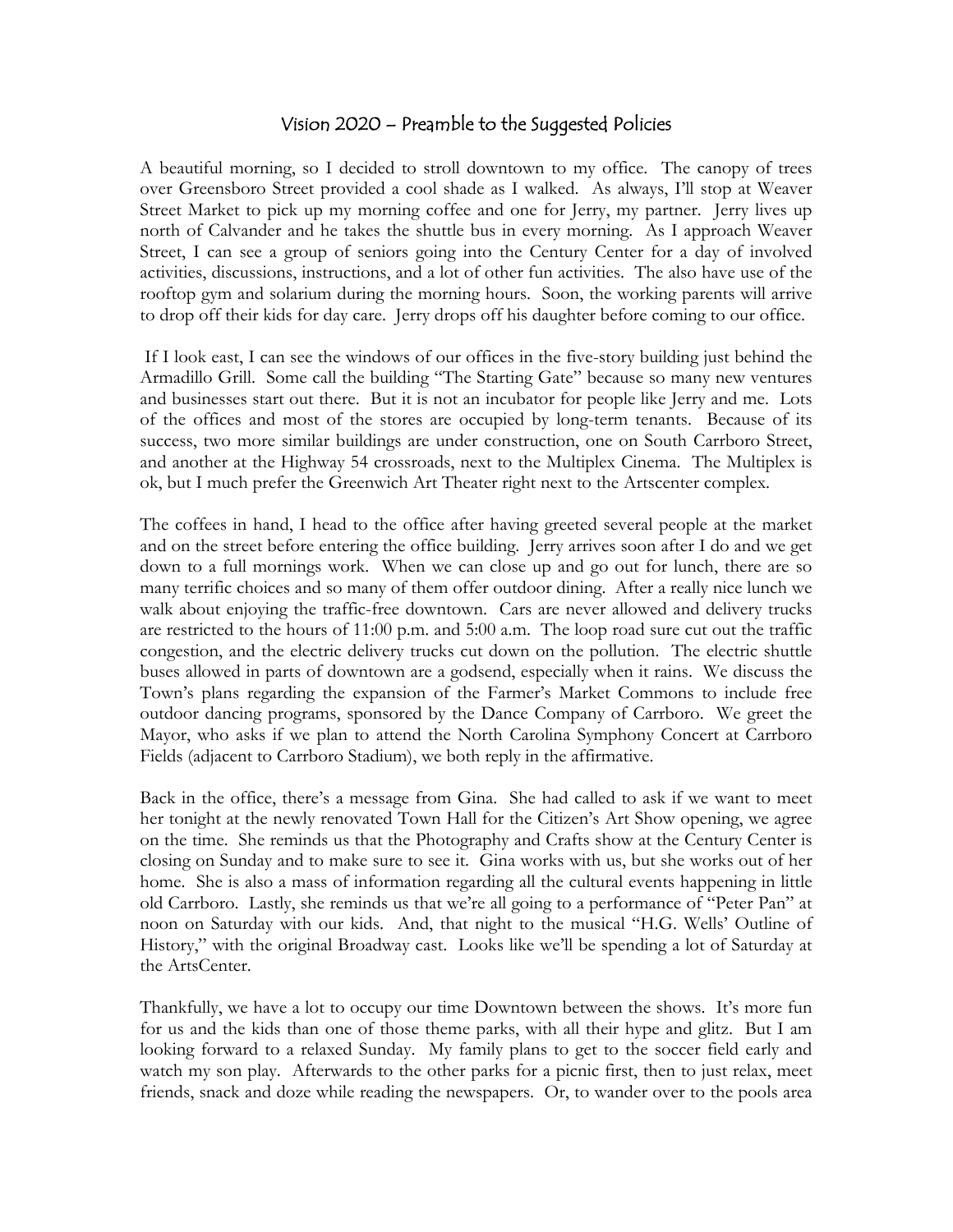# Vision 2020 – Preamble to the Suggested Policies

A beautiful morning, so I decided to stroll downtown to my office. The canopy of trees over Greensboro Street provided a cool shade as I walked. As always, I'll stop at Weaver Street Market to pick up my morning coffee and one for Jerry, my partner. Jerry lives up north of Calvander and he takes the shuttle bus in every morning. As I approach Weaver Street, I can see a group of seniors going into the Century Center for a day of involved activities, discussions, instructions, and a lot of other fun activities. The also have use of the rooftop gym and solarium during the morning hours. Soon, the working parents will arrive to drop off their kids for day care. Jerry drops off his daughter before coming to our office.

If I look east, I can see the windows of our offices in the five-story building just behind the Armadillo Grill. Some call the building "The Starting Gate" because so many new ventures and businesses start out there. But it is not an incubator for people like Jerry and me. Lots of the offices and most of the stores are occupied by long-term tenants. Because of its success, two more similar buildings are under construction, one on South Carrboro Street, and another at the Highway 54 crossroads, next to the Multiplex Cinema. The Multiplex is ok, but I much prefer the Greenwich Art Theater right next to the Artscenter complex.

The coffees in hand, I head to the office after having greeted several people at the market and on the street before entering the office building. Jerry arrives soon after I do and we get down to a full mornings work. When we can close up and go out for lunch, there are so many terrific choices and so many of them offer outdoor dining. After a really nice lunch we walk about enjoying the traffic-free downtown. Cars are never allowed and delivery trucks are restricted to the hours of 11:00 p.m. and 5:00 a.m. The loop road sure cut out the traffic congestion, and the electric delivery trucks cut down on the pollution. The electric shuttle buses allowed in parts of downtown are a godsend, especially when it rains. We discuss the Town's plans regarding the expansion of the Farmer's Market Commons to include free outdoor dancing programs, sponsored by the Dance Company of Carrboro. We greet the Mayor, who asks if we plan to attend the North Carolina Symphony Concert at Carrboro Fields (adjacent to Carrboro Stadium), we both reply in the affirmative.

Back in the office, there's a message from Gina. She had called to ask if we want to meet her tonight at the newly renovated Town Hall for the Citizen's Art Show opening, we agree on the time. She reminds us that the Photography and Crafts show at the Century Center is closing on Sunday and to make sure to see it. Gina works with us, but she works out of her home. She is also a mass of information regarding all the cultural events happening in little old Carrboro. Lastly, she reminds us that we're all going to a performance of "Peter Pan" at noon on Saturday with our kids. And, that night to the musical "H.G. Wells' Outline of History," with the original Broadway cast. Looks like we'll be spending a lot of Saturday at the ArtsCenter.

Thankfully, we have a lot to occupy our time Downtown between the shows. It's more fun for us and the kids than one of those theme parks, with all their hype and glitz. But I am looking forward to a relaxed Sunday. My family plans to get to the soccer field early and watch my son play. Afterwards to the other parks for a picnic first, then to just relax, meet friends, snack and doze while reading the newspapers. Or, to wander over to the pools area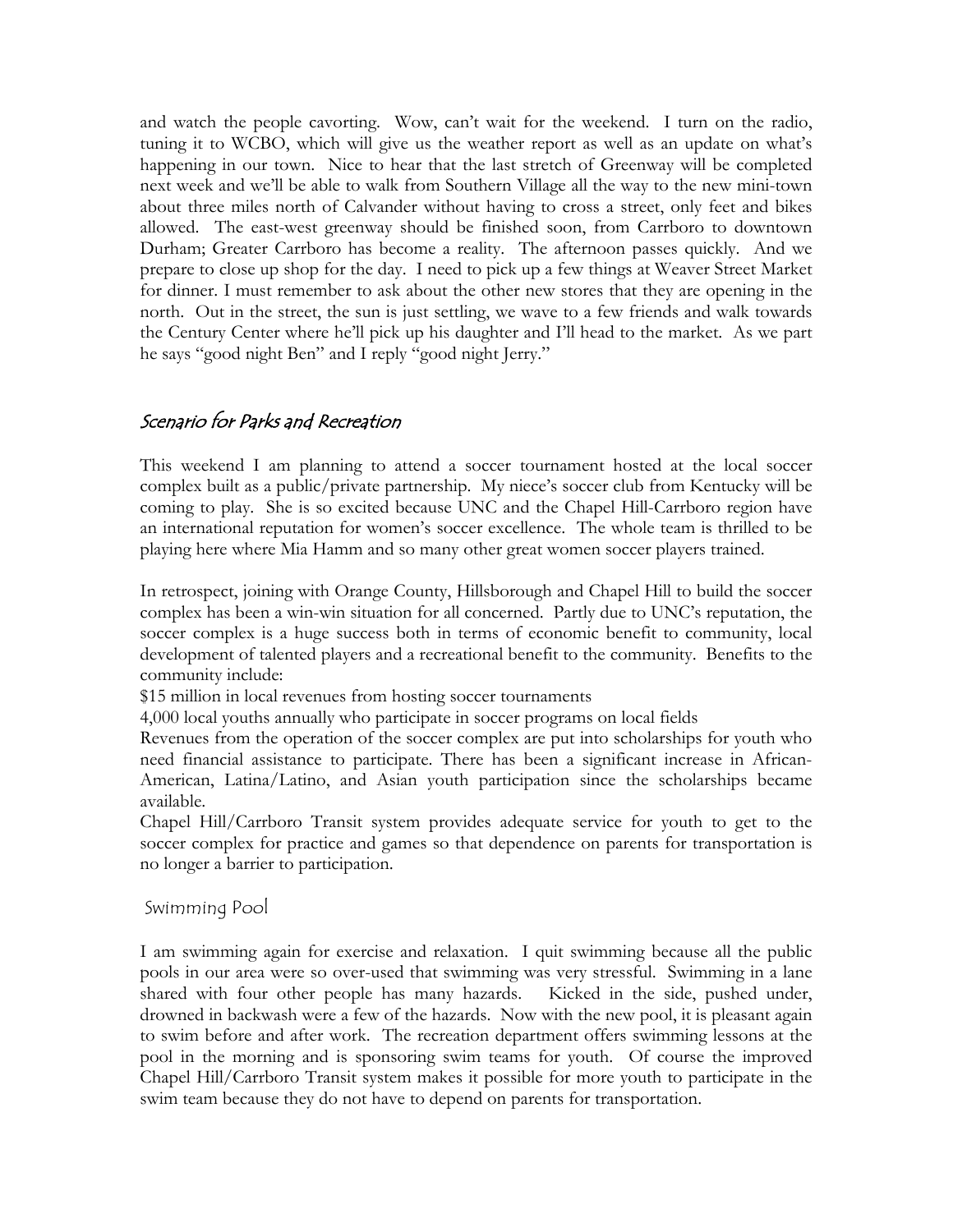and watch the people cavorting. Wow, can't wait for the weekend. I turn on the radio, tuning it to WCBO, which will give us the weather report as well as an update on what's happening in our town. Nice to hear that the last stretch of Greenway will be completed next week and we'll be able to walk from Southern Village all the way to the new mini-town about three miles north of Calvander without having to cross a street, only feet and bikes allowed. The east-west greenway should be finished soon, from Carrboro to downtown Durham; Greater Carrboro has become a reality. The afternoon passes quickly. And we prepare to close up shop for the day. I need to pick up a few things at Weaver Street Market for dinner. I must remember to ask about the other new stores that they are opening in the north. Out in the street, the sun is just settling, we wave to a few friends and walk towards the Century Center where he'll pick up his daughter and I'll head to the market. As we part he says "good night Ben" and I reply "good night Jerry."

## Scenario for Parks and Recreation

This weekend I am planning to attend a soccer tournament hosted at the local soccer complex built as a public/private partnership. My niece's soccer club from Kentucky will be coming to play. She is so excited because UNC and the Chapel Hill-Carrboro region have an international reputation for women's soccer excellence. The whole team is thrilled to be playing here where Mia Hamm and so many other great women soccer players trained.

In retrospect, joining with Orange County, Hillsborough and Chapel Hill to build the soccer complex has been a win-win situation for all concerned. Partly due to UNC's reputation, the soccer complex is a huge success both in terms of economic benefit to community, local development of talented players and a recreational benefit to the community. Benefits to the community include:

$15 million in local revenues from hosting soccer tournaments

4,000 local youths annually who participate in soccer programs on local fields

Revenues from the operation of the soccer complex are put into scholarships for youth who need financial assistance to participate. There has been a significant increase in African-American, Latina/Latino, and Asian youth participation since the scholarships became available.

Chapel Hill/Carrboro Transit system provides adequate service for youth to get to the soccer complex for practice and games so that dependence on parents for transportation is no longer a barrier to participation.

### Swimming Pool

I am swimming again for exercise and relaxation. I quit swimming because all the public pools in our area were so over-used that swimming was very stressful. Swimming in a lane shared with four other people has many hazards. Kicked in the side, pushed under, drowned in backwash were a few of the hazards. Now with the new pool, it is pleasant again to swim before and after work. The recreation department offers swimming lessons at the pool in the morning and is sponsoring swim teams for youth. Of course the improved Chapel Hill/Carrboro Transit system makes it possible for more youth to participate in the swim team because they do not have to depend on parents for transportation.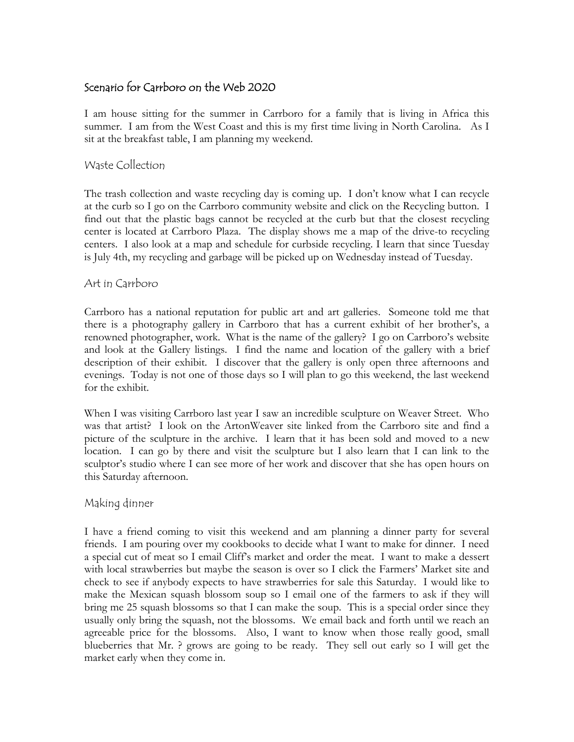# Scenario for Carrboro on the Web 2020

I am house sitting for the summer in Carrboro for a family that is living in Africa this summer. I am from the West Coast and this is my first time living in North Carolina. As I sit at the breakfast table, I am planning my weekend.

## Waste Collection

The trash collection and waste recycling day is coming up. I don't know what I can recycle at the curb so I go on the Carrboro community website and click on the Recycling button. I find out that the plastic bags cannot be recycled at the curb but that the closest recycling center is located at Carrboro Plaza. The display shows me a map of the drive-to recycling centers. I also look at a map and schedule for curbside recycling. I learn that since Tuesday is July 4th, my recycling and garbage will be picked up on Wednesday instead of Tuesday.

## Art in Carrboro

Carrboro has a national reputation for public art and art galleries. Someone told me that there is a photography gallery in Carrboro that has a current exhibit of her brother's, a renowned photographer, work. What is the name of the gallery? I go on Carrboro's website and look at the Gallery listings. I find the name and location of the gallery with a brief description of their exhibit. I discover that the gallery is only open three afternoons and evenings. Today is not one of those days so I will plan to go this weekend, the last weekend for the exhibit.

When I was visiting Carrboro last year I saw an incredible sculpture on Weaver Street. Who was that artist? I look on the ArtonWeaver site linked from the Carrboro site and find a picture of the sculpture in the archive. I learn that it has been sold and moved to a new location. I can go by there and visit the sculpture but I also learn that I can link to the sculptor's studio where I can see more of her work and discover that she has open hours on this Saturday afternoon.

## Making dinner

I have a friend coming to visit this weekend and am planning a dinner party for several friends. I am pouring over my cookbooks to decide what I want to make for dinner. I need a special cut of meat so I email Cliff's market and order the meat. I want to make a dessert with local strawberries but maybe the season is over so I click the Farmers' Market site and check to see if anybody expects to have strawberries for sale this Saturday. I would like to make the Mexican squash blossom soup so I email one of the farmers to ask if they will bring me 25 squash blossoms so that I can make the soup. This is a special order since they usually only bring the squash, not the blossoms. We email back and forth until we reach an agreeable price for the blossoms. Also, I want to know when those really good, small blueberries that Mr. ? grows are going to be ready. They sell out early so I will get the market early when they come in.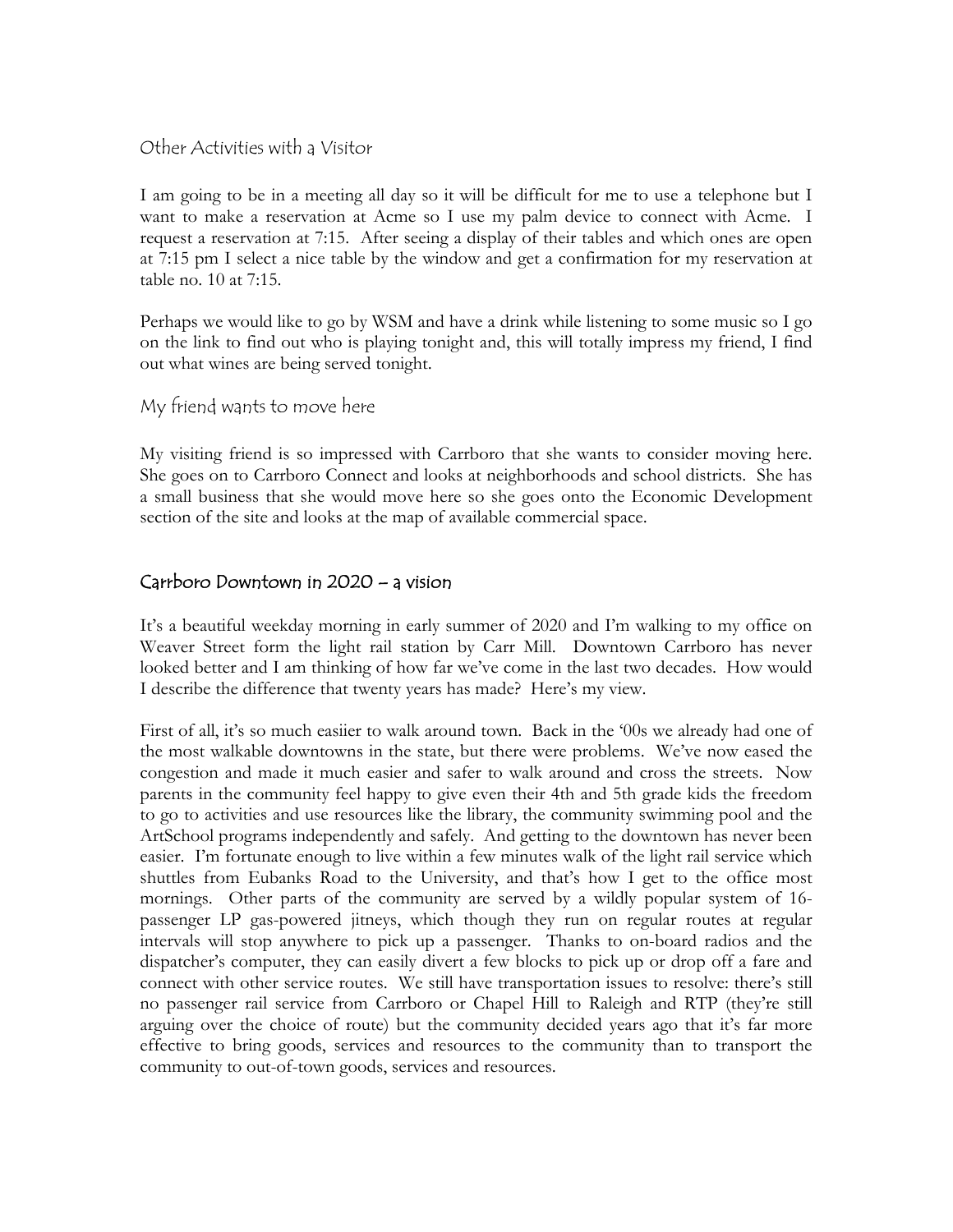## Other Activities with a Visitor

I am going to be in a meeting all day so it will be difficult for me to use a telephone but I want to make a reservation at Acme so I use my palm device to connect with Acme. I request a reservation at 7:15. After seeing a display of their tables and which ones are open at 7:15 pm I select a nice table by the window and get a confirmation for my reservation at table no. 10 at 7:15.

Perhaps we would like to go by WSM and have a drink while listening to some music so I go on the link to find out who is playing tonight and, this will totally impress my friend, I find out what wines are being served tonight.

## My friend wants to move here

My visiting friend is so impressed with Carrboro that she wants to consider moving here. She goes on to Carrboro Connect and looks at neighborhoods and school districts. She has a small business that she would move here so she goes onto the Economic Development section of the site and looks at the map of available commercial space.

## Carrboro Downtown in 2020 – a vision

It's a beautiful weekday morning in early summer of 2020 and I'm walking to my office on Weaver Street form the light rail station by Carr Mill. Downtown Carrboro has never looked better and I am thinking of how far we've come in the last two decades. How would I describe the difference that twenty years has made? Here's my view.

First of all, it's so much easiier to walk around town. Back in the '00s we already had one of the most walkable downtowns in the state, but there were problems. We've now eased the congestion and made it much easier and safer to walk around and cross the streets. Now parents in the community feel happy to give even their 4th and 5th grade kids the freedom to go to activities and use resources like the library, the community swimming pool and the ArtSchool programs independently and safely. And getting to the downtown has never been easier. I'm fortunate enough to live within a few minutes walk of the light rail service which shuttles from Eubanks Road to the University, and that's how I get to the office most mornings. Other parts of the community are served by a wildly popular system of 16-passenger LP gas-powered jitneys, which though they run on regular routes at regular intervals will stop anywhere to pick up a passenger. Thanks to on-board radios and the dispatcher's computer, they can easily divert a few blocks to pick up or drop off a fare and connect with other service routes. We still have transportation issues to resolve: there's still no passenger rail service from Carrboro or Chapel Hill to Raleigh and RTP (they're still arguing over the choice of route) but the community decided years ago that it's far more effective to bring goods, services and resources to the community than to transport the community to out-of-town goods, services and resources.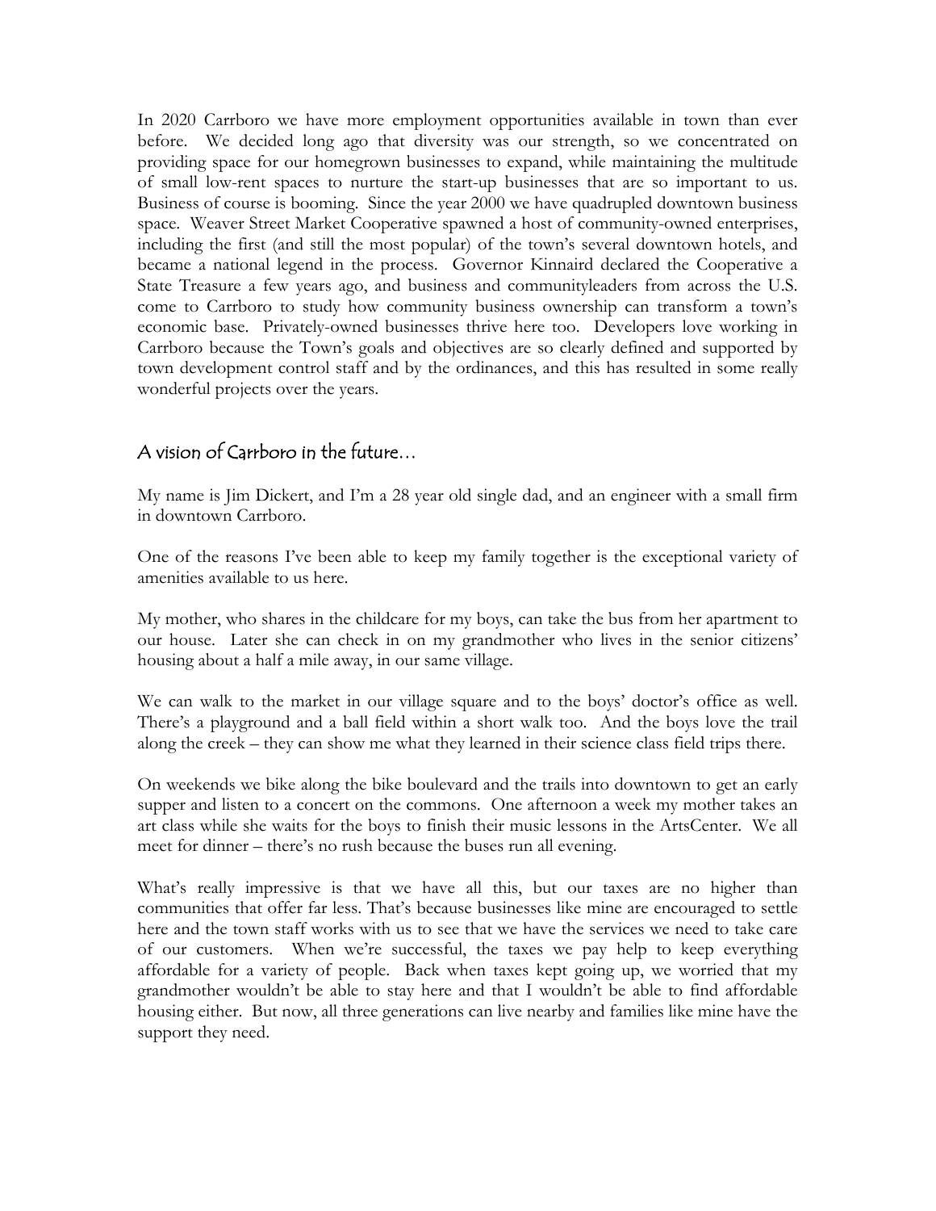In 2020 Carrboro we have more employment opportunities available in town than ever before. We decided long ago that diversity was our strength, so we concentrated on providing space for our homegrown businesses to expand, while maintaining the multitude of small low-rent spaces to nurture the start-up businesses that are so important to us. Business of course is booming. Since the year 2000 we have quadrupled downtown business space. Weaver Street Market Cooperative spawned a host of community-owned enterprises, including the first (and still the most popular) of the town's several downtown hotels, and became a national legend in the process. Governor Kinnaird declared the Cooperative a State Treasure a few years ago, and business and communityleaders from across the U.S. come to Carrboro to study how community business ownership can transform a town's economic base. Privately-owned businesses thrive here too. Developers love working in Carrboro because the Town's goals and objectives are so clearly defined and supported by town development control staff and by the ordinances, and this has resulted in some really wonderful projects over the years.

## A vision of Carrboro in the future…

My name is Jim Dickert, and I'm a 28 year old single dad, and an engineer with a small firm in downtown Carrboro.

One of the reasons I've been able to keep my family together is the exceptional variety of amenities available to us here.

My mother, who shares in the childcare for my boys, can take the bus from her apartment to our house. Later she can check in on my grandmother who lives in the senior citizens' housing about a half a mile away, in our same village.

We can walk to the market in our village square and to the boys' doctor's office as well. There's a playground and a ball field within a short walk too. And the boys love the trail along the creek – they can show me what they learned in their science class field trips there.

On weekends we bike along the bike boulevard and the trails into downtown to get an early supper and listen to a concert on the commons. One afternoon a week my mother takes an art class while she waits for the boys to finish their music lessons in the ArtsCenter. We all meet for dinner – there's no rush because the buses run all evening.

What's really impressive is that we have all this, but our taxes are no higher than communities that offer far less. That's because businesses like mine are encouraged to settle here and the town staff works with us to see that we have the services we need to take care of our customers. When we're successful, the taxes we pay help to keep everything affordable for a variety of people. Back when taxes kept going up, we worried that my grandmother wouldn't be able to stay here and that I wouldn't be able to find affordable housing either. But now, all three generations can live nearby and families like mine have the support they need.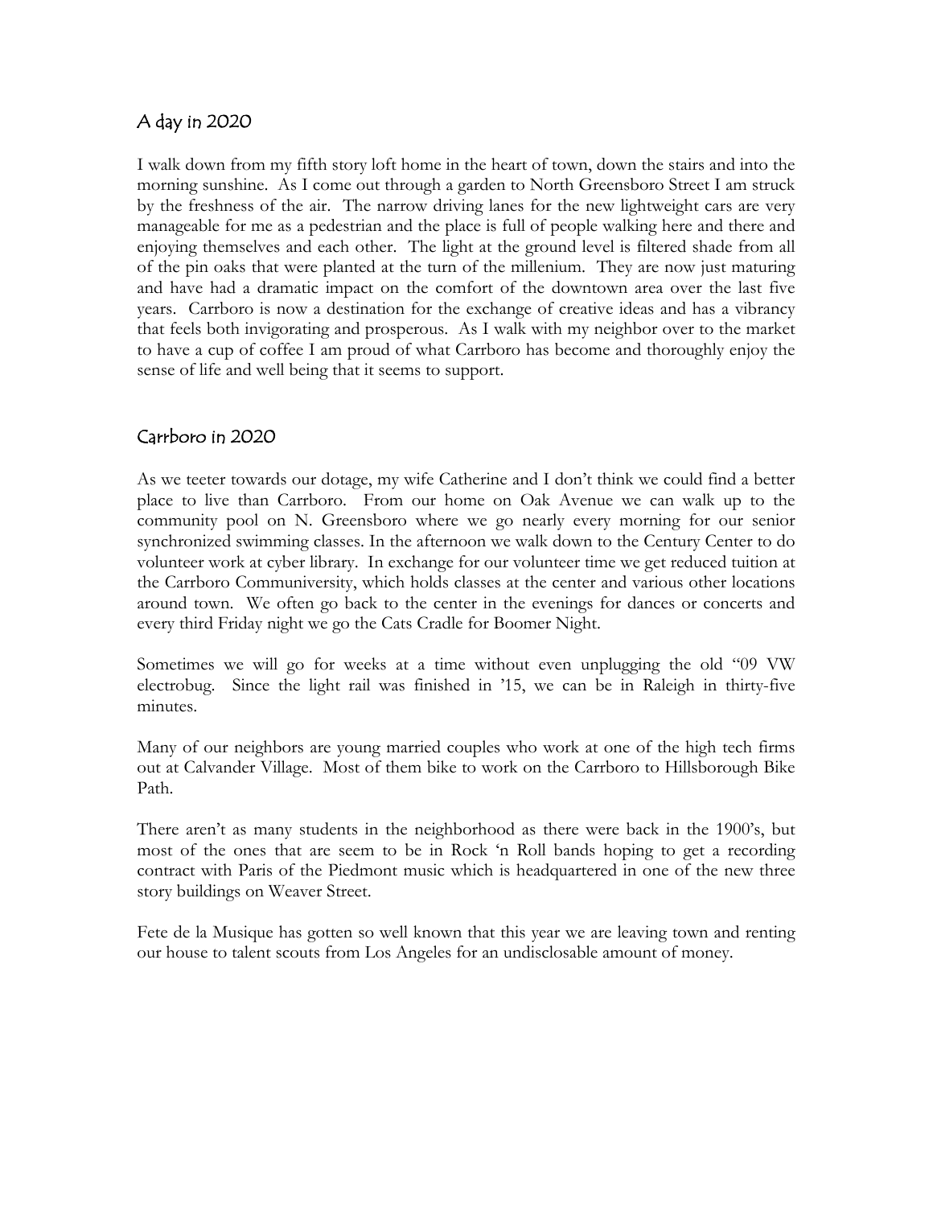## A day in 2020

I walk down from my fifth story loft home in the heart of town, down the stairs and into the morning sunshine. As I come out through a garden to North Greensboro Street I am struck by the freshness of the air. The narrow driving lanes for the new lightweight cars are very manageable for me as a pedestrian and the place is full of people walking here and there and enjoying themselves and each other. The light at the ground level is filtered shade from all of the pin oaks that were planted at the turn of the millenium. They are now just maturing and have had a dramatic impact on the comfort of the downtown area over the last five years. Carrboro is now a destination for the exchange of creative ideas and has a vibrancy that feels both invigorating and prosperous. As I walk with my neighbor over to the market to have a cup of coffee I am proud of what Carrboro has become and thoroughly enjoy the sense of life and well being that it seems to support.

## Carrboro in 2020

As we teeter towards our dotage, my wife Catherine and I don't think we could find a better place to live than Carrboro. From our home on Oak Avenue we can walk up to the community pool on N. Greensboro where we go nearly every morning for our senior synchronized swimming classes. In the afternoon we walk down to the Century Center to do volunteer work at cyber library. In exchange for our volunteer time we get reduced tuition at the Carrboro Communiversity, which holds classes at the center and various other locations around town. We often go back to the center in the evenings for dances or concerts and every third Friday night we go the Cats Cradle for Boomer Night.

Sometimes we will go for weeks at a time without even unplugging the old "09 VW electrobug. Since the light rail was finished in '15, we can be in Raleigh in thirty-five minutes.

Many of our neighbors are young married couples who work at one of the high tech firms out at Calvander Village. Most of them bike to work on the Carrboro to Hillsborough Bike Path.

There aren't as many students in the neighborhood as there were back in the 1900's, but most of the ones that are seem to be in Rock 'n Roll bands hoping to get a recording contract with Paris of the Piedmont music which is headquartered in one of the new three story buildings on Weaver Street.

Fete de la Musique has gotten so well known that this year we are leaving town and renting our house to talent scouts from Los Angeles for an undisclosable amount of money.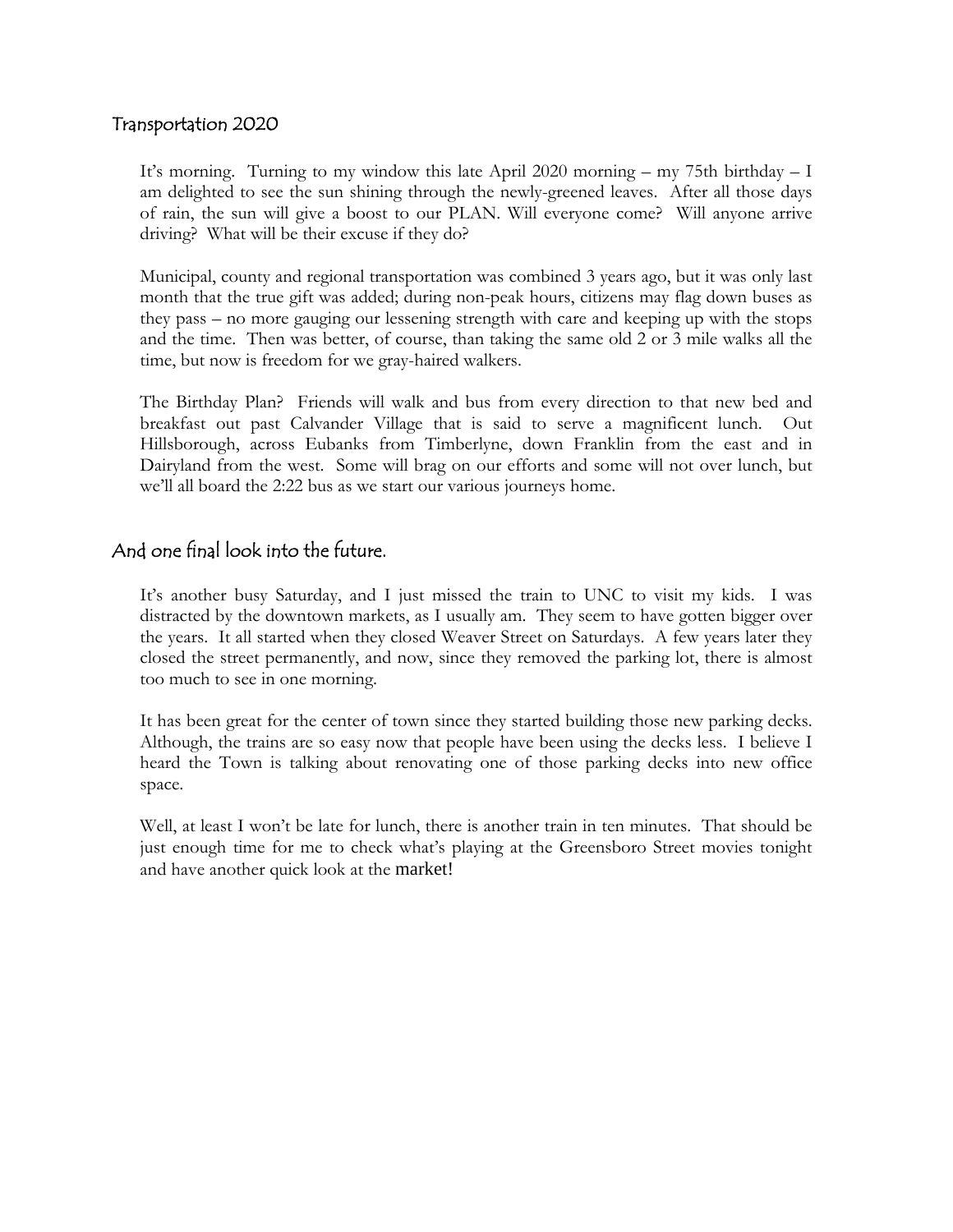## Transportation 2020

It's morning. Turning to my window this late April 2020 morning – my 75th birthday – I am delighted to see the sun shining through the newly-greened leaves. After all those days of rain, the sun will give a boost to our PLAN. Will everyone come? Will anyone arrive driving? What will be their excuse if they do?

Municipal, county and regional transportation was combined 3 years ago, but it was only last month that the true gift was added; during non-peak hours, citizens may flag down buses as they pass – no more gauging our lessening strength with care and keeping up with the stops and the time. Then was better, of course, than taking the same old 2 or 3 mile walks all the time, but now is freedom for we gray-haired walkers.

The Birthday Plan? Friends will walk and bus from every direction to that new bed and breakfast out past Calvander Village that is said to serve a magnificent lunch. Out Hillsborough, across Eubanks from Timberlyne, down Franklin from the east and in Dairyland from the west. Some will brag on our efforts and some will not over lunch, but we'll all board the 2:22 bus as we start our various journeys home.

## And one final look into the future.

It's another busy Saturday, and I just missed the train to UNC to visit my kids. I was distracted by the downtown markets, as I usually am. They seem to have gotten bigger over the years. It all started when they closed Weaver Street on Saturdays. A few years later they closed the street permanently, and now, since they removed the parking lot, there is almost too much to see in one morning.

It has been great for the center of town since they started building those new parking decks. Although, the trains are so easy now that people have been using the decks less. I believe I heard the Town is talking about renovating one of those parking decks into new office space.

Well, at least I won't be late for lunch, there is another train in ten minutes. That should be just enough time for me to check what's playing at the Greensboro Street movies tonight and have another quick look at the market!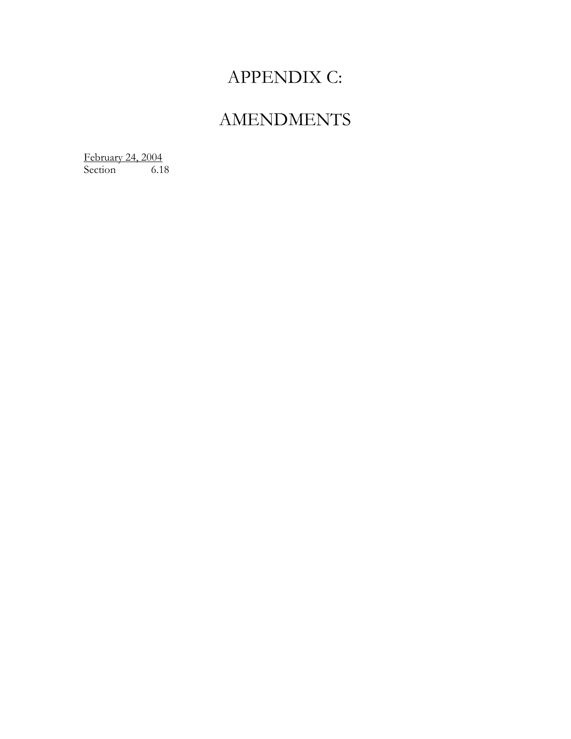# APPENDIX C:

# AMENDMENTS

February 24, 2004
Section 6.18